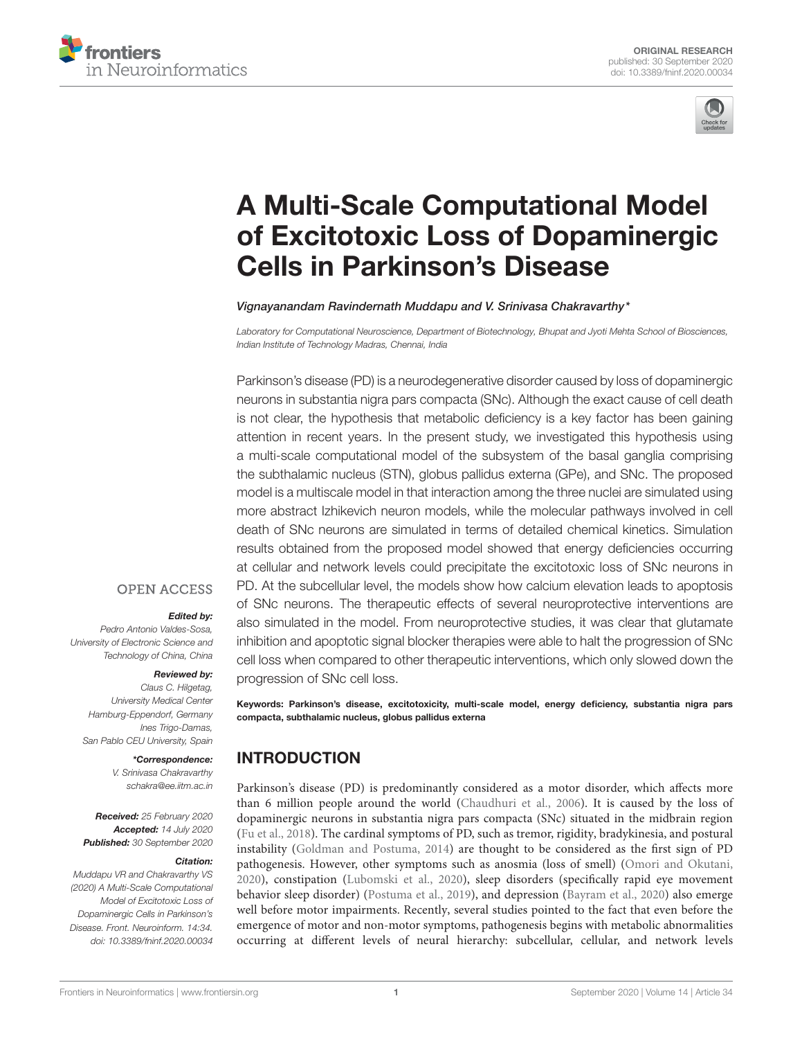ORIGINAL RESEARCH
published: 30 September 2020
doi: 10.3389/fninf.2020.00034

# A Multi-Scale Computational Model of Excitotoxic Loss of Dopaminergic Cells in Parkinson's Disease

*Vignayanandam Ravindernath Muddapu and V. Srinivasa Chakravarthy\**

*Laboratory for Computational Neuroscience, Department of Biotechnology, Bhupat and Jyoti Mehta School of Biosciences, Indian Institute of Technology Madras, Chennai, India*

Parkinson's disease (PD) is a neurodegenerative disorder caused by loss of dopaminergic neurons in substantia nigra pars compacta (SNc). Although the exact cause of cell death is not clear, the hypothesis that metabolic deficiency is a key factor has been gaining attention in recent years. In the present study, we investigated this hypothesis using a multi-scale computational model of the subsystem of the basal ganglia comprising the subthalamic nucleus (STN), globus pallidus externa (GPe), and SNc. The proposed model is a multiscale model in that interaction among the three nuclei are simulated using more abstract Izhikevich neuron models, while the molecular pathways involved in cell death of SNc neurons are simulated in terms of detailed chemical kinetics. Simulation results obtained from the proposed model showed that energy deficiencies occurring at cellular and network levels could precipitate the excitotoxic loss of SNc neurons in PD. At the subcellular level, the models show how calcium elevation leads to apoptosis of SNc neurons. The therapeutic effects of several neuroprotective interventions are also simulated in the model. From neuroprotective studies, it was clear that glutamate inhibition and apoptotic signal blocker therapies were able to halt the progression of SNc cell loss when compared to other therapeutic interventions, which only slowed down the progression of SNc cell loss.

**Keywords: Parkinson's disease, excitotoxicity, multi-scale model, energy deficiency, substantia nigra pars compacta, subthalamic nucleus, globus pallidus externa**

OPEN ACCESS

***Edited by:***
*Pedro Antonio Valdes-Sosa, University of Electronic Science and Technology of China, China*

***Reviewed by:***
*Claus C. Hilgetag, University Medical Center Hamburg-Eppendorf, Germany*
*Ines Trigo-Damas, San Pablo CEU University, Spain*

***\*Correspondence:***
*V. Srinivasa Chakravarthy*
*schakra@ee.iitm.ac.in*

***Received:*** *25 February 2020*
***Accepted:*** *14 July 2020*
***Published:*** *30 September 2020*

***Citation:***
*Muddapu VR and Chakravarthy VS (2020) A Multi-Scale Computational Model of Excitotoxic Loss of Dopaminergic Cells in Parkinson's Disease. Front. Neuroinform. 14:34. doi: 10.3389/fninf.2020.00034*

## INTRODUCTION

Parkinson's disease (PD) is predominantly considered as a motor disorder, which affects more than 6 million people around the world (Chaudhuri et al., 2006). It is caused by the loss of dopaminergic neurons in substantia nigra pars compacta (SNc) situated in the midbrain region (Fu et al., 2018). The cardinal symptoms of PD, such as tremor, rigidity, bradykinesia, and postural instability (Goldman and Postuma, 2014) are thought to be considered as the first sign of PD pathogenesis. However, other symptoms such as anosmia (loss of smell) (Omori and Okutani, 2020), constipation (Lubomski et al., 2020), sleep disorders (specifically rapid eye movement behavior sleep disorder) (Postuma et al., 2019), and depression (Bayram et al., 2020) also emerge well before motor impairments. Recently, several studies pointed to the fact that even before the emergence of motor and non-motor symptoms, pathogenesis begins with metabolic abnormalities occurring at different levels of neural hierarchy: subcellular, cellular, and network levels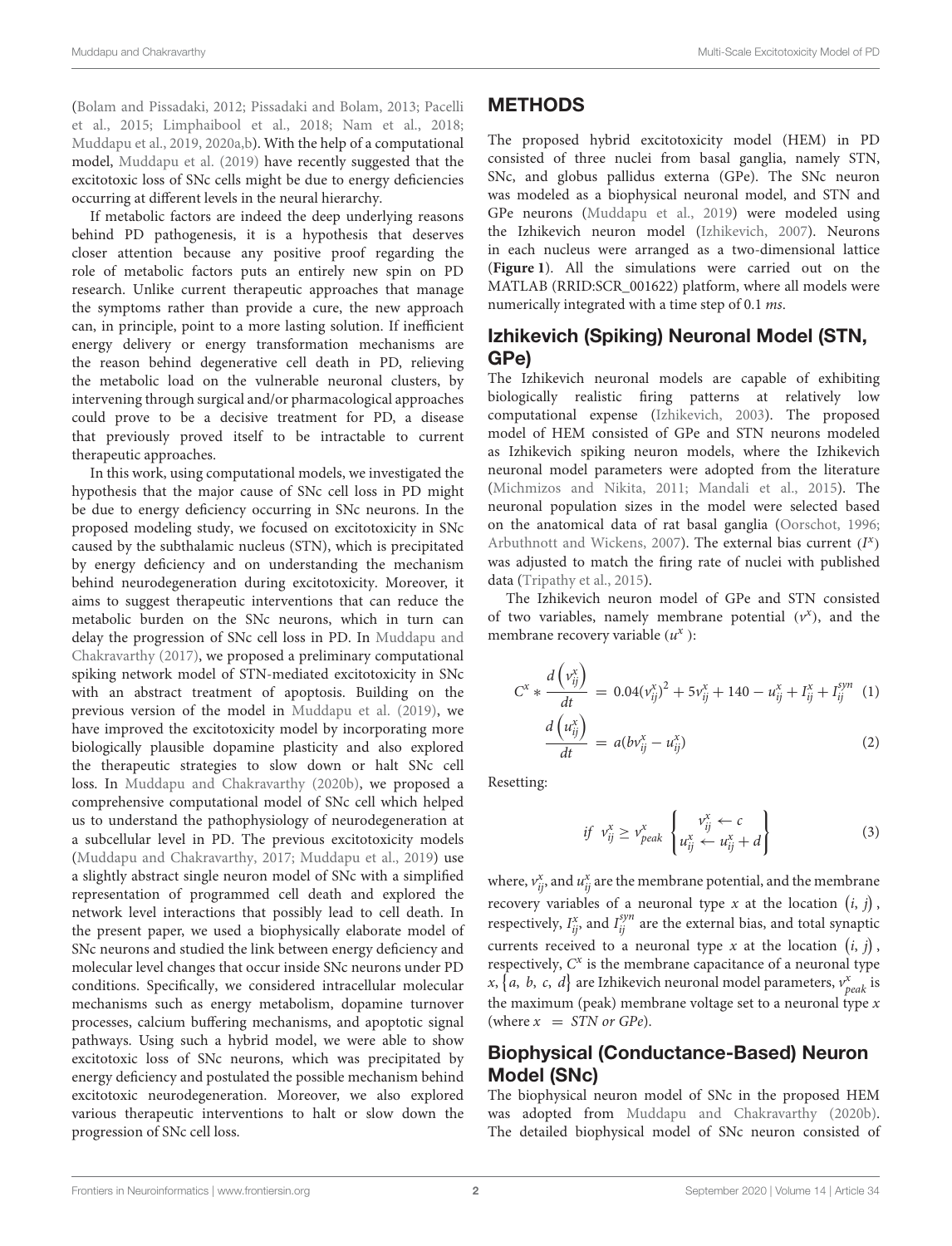(Bolam and Pissadaki, 2012; Pissadaki and Bolam, 2013; Pacelli et al., 2015; Limphaibool et al., 2018; Nam et al., 2018; Muddapu et al., 2019, 2020a,b). With the help of a computational model, Muddapu et al. (2019) have recently suggested that the excitotoxic loss of SNc cells might be due to energy deficiencies occurring at different levels in the neural hierarchy.

If metabolic factors are indeed the deep underlying reasons behind PD pathogenesis, it is a hypothesis that deserves closer attention because any positive proof regarding the role of metabolic factors puts an entirely new spin on PD research. Unlike current therapeutic approaches that manage the symptoms rather than provide a cure, the new approach can, in principle, point to a more lasting solution. If inefficient energy delivery or energy transformation mechanisms are the reason behind degenerative cell death in PD, relieving the metabolic load on the vulnerable neuronal clusters, by intervening through surgical and/or pharmacological approaches could prove to be a decisive treatment for PD, a disease that previously proved itself to be intractable to current therapeutic approaches.

In this work, using computational models, we investigated the hypothesis that the major cause of SNc cell loss in PD might be due to energy deficiency occurring in SNc neurons. In the proposed modeling study, we focused on excitotoxicity in SNc caused by the subthalamic nucleus (STN), which is precipitated by energy deficiency and on understanding the mechanism behind neurodegeneration during excitotoxicity. Moreover, it aims to suggest therapeutic interventions that can reduce the metabolic burden on the SNc neurons, which in turn can delay the progression of SNc cell loss in PD. In Muddapu and Chakravarthy (2017), we proposed a preliminary computational spiking network model of STN-mediated excitotoxicity in SNc with an abstract treatment of apoptosis. Building on the previous version of the model in Muddapu et al. (2019), we have improved the excitotoxicity model by incorporating more biologically plausible dopamine plasticity and also explored the therapeutic strategies to slow down or halt SNc cell loss. In Muddapu and Chakravarthy (2020b), we proposed a comprehensive computational model of SNc cell which helped us to understand the pathophysiology of neurodegeneration at a subcellular level in PD. The previous excitotoxicity models (Muddapu and Chakravarthy, 2017; Muddapu et al., 2019) use a slightly abstract single neuron model of SNc with a simplified representation of programmed cell death and explored the network level interactions that possibly lead to cell death. In the present paper, we used a biophysically elaborate model of SNc neurons and studied the link between energy deficiency and molecular level changes that occur inside SNc neurons under PD conditions. Specifically, we considered intracellular molecular mechanisms such as energy metabolism, dopamine turnover processes, calcium buffering mechanisms, and apoptotic signal pathways. Using such a hybrid model, we were able to show excitotoxic loss of SNc neurons, which was precipitated by energy deficiency and postulated the possible mechanism behind excitotoxic neurodegeneration. Moreover, we also explored various therapeutic interventions to halt or slow down the progression of SNc cell loss.

## METHODS

The proposed hybrid excitotoxicity model (HEM) in PD consisted of three nuclei from basal ganglia, namely STN, SNc, and globus pallidus externa (GPe). The SNc neuron was modeled as a biophysical neuronal model, and STN and GPe neurons (Muddapu et al., 2019) were modeled using the Izhikevich neuron model (Izhikevich, 2007). Neurons in each nucleus were arranged as a two-dimensional lattice (**Figure 1**). All the simulations were carried out on the MATLAB (RRID:SCR_001622) platform, where all models were numerically integrated with a time step of 0.1 *ms*.

### Izhikevich (Spiking) Neuronal Model (STN, GPe)

The Izhikevich neuronal models are capable of exhibiting biologically realistic firing patterns at relatively low computational expense (Izhikevich, 2003). The proposed model of HEM consisted of GPe and STN neurons modeled as Izhikevich spiking neuron models, where the Izhikevich neuronal model parameters were adopted from the literature (Michmizos and Nikita, 2011; Mandali et al., 2015). The neuronal population sizes in the model were selected based on the anatomical data of rat basal ganglia (Oorschot, 1996; Arbuthnott and Wickens, 2007). The external bias current ($I^x$) was adjusted to match the firing rate of nuclei with published data (Tripathy et al., 2015).

The Izhikevich neuron model of GPe and STN consisted of two variables, namely membrane potential ($v^x$), and the membrane recovery variable ($u^x$):

$$C^x * \frac{d\left(v_{ij}^x\right)}{dt} = 0.04(v_{ij}^x)^2 + 5v_{ij}^x + 140 - u_{ij}^x + I_{ij}^x + I_{ij}^{syn} \quad (1)$$

$$\frac{d\left(u_{ij}^x\right)}{dt} = a(bv_{ij}^x - u_{ij}^x) \quad (2)$$

Resetting:

$$if \ \ v_{ij}^x \geq v_{peak}^x \begin{Bmatrix} v_{ij}^x \leftarrow c \\ u_{ij}^x \leftarrow u_{ij}^x + d \end{Bmatrix} \quad (3)$$

where, $v_{ij}^x$, and $u_{ij}^x$ are the membrane potential, and the membrane recovery variables of a neuronal type $x$ at the location $(i, j)$, respectively, $I_{ij}^x$, and $I_{ij}^{syn}$ are the external bias, and total synaptic currents received to a neuronal type $x$ at the location $(i, j)$, respectively, $C^x$ is the membrane capacitance of a neuronal type $x$, $\{a, b, c, d\}$ are Izhikevich neuronal model parameters, $v_{peak}^x$ is the maximum (peak) membrane voltage set to a neuronal type $x$ (where $x = STN \ or \ GPe$).

### Biophysical (Conductance-Based) Neuron Model (SNc)

The biophysical neuron model of SNc in the proposed HEM was adopted from Muddapu and Chakravarthy (2020b). The detailed biophysical model of SNc neuron consisted of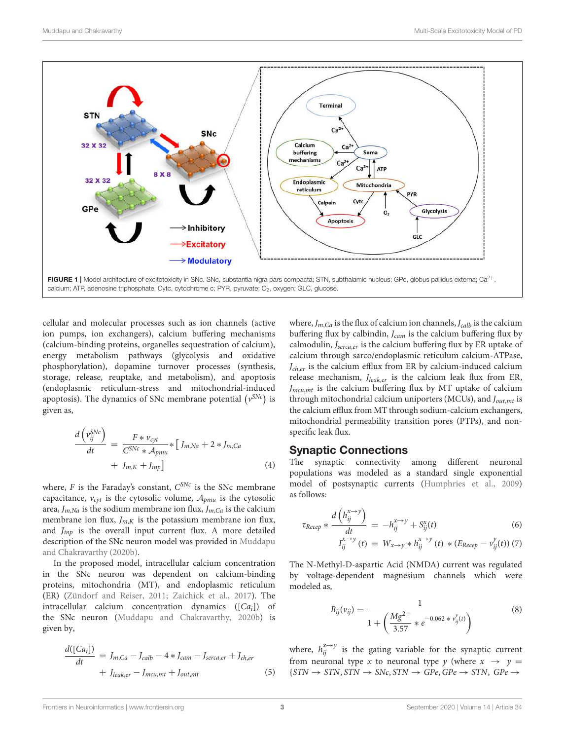FIGURE 1 | Model architecture of excitotoxicity in SNc. SNc, substantia nigra pars compacta; STN, subthalamic nucleus; GPe, globus pallidus externa; $Ca^{2+}$, calcium; ATP, adenosine triphosphate; Cytc, cytochrome c; PYR, pyruvate; $O_2$, oxygen; GLC, glucose.

cellular and molecular processes such as ion channels (active ion pumps, ion exchangers), calcium buffering mechanisms (calcium-binding proteins, organelles sequestration of calcium), energy metabolism pathways (glycolysis and oxidative phosphorylation), dopamine turnover processes (synthesis, storage, release, reuptake, and metabolism), and apoptosis (endoplasmic reticulum-stress and mitochondrial-induced apoptosis). The dynamics of SNc membrane potential ($v^{SNc}$) is given as,

$$\frac{d\left(v_{ij}^{SNc}\right)}{dt} = \frac{F * v_{cyt}}{C^{SNc} * A_{pmu}} * \left[ J_{m,Na} + 2 * J_{m,Ca} + J_{m,K} + J_{inp} \right] \tag{4}$$

where, $F$ is the Faraday's constant, $C^{SNc}$ is the SNc membrane capacitance, $v_{cyt}$ is the cytosolic volume, $A_{pmu}$ is the cytosolic area, $J_{m,Na}$ is the sodium membrane ion flux, $J_{m,Ca}$ is the calcium membrane ion flux, $J_{m,K}$ is the potassium membrane ion flux, and $J_{inp}$ is the overall input current flux. A more detailed description of the SNc neuron model was provided in Muddapu and Chakravarthy (2020b).

In the proposed model, intracellular calcium concentration in the SNc neuron was dependent on calcium-binding proteins, mitochondria (MT), and endoplasmic reticulum (ER) (Zündorf and Reiser, 2011; Zaichick et al., 2017). The intracellular calcium concentration dynamics ($[Ca_i]$) of the SNc neuron (Muddapu and Chakravarthy, 2020b) is given by,

$$\frac{d([Ca_i])}{dt} = J_{m,Ca} - J_{calb} - 4 * J_{cam} - J_{serca,er} + J_{ch,er} + J_{leak,er} - J_{mcu,mt} + J_{out,mt} \tag{5}$$

where, $J_{m,Ca}$ is the flux of calcium ion channels, $J_{calb}$ is the calcium buffering flux by calbindin, $J_{cam}$ is the calcium buffering flux by calmodulin, $J_{serca,er}$ is the calcium buffering flux by ER uptake of calcium through sarco/endoplasmic reticulum calcium-ATPase, $J_{ch,er}$ is the calcium efflux from ER by calcium-induced calcium release mechanism, $J_{leak,er}$ is the calcium leak flux from ER, $J_{mcu,mt}$ is the calcium buffering flux by MT uptake of calcium through mitochondrial calcium uniporters (MCUs), and $J_{out,mt}$ is the calcium efflux from MT through sodium-calcium exchangers, mitochondrial permeability transition pores (PTPs), and non-specific leak flux.

## Synaptic Connections

The synaptic connectivity among different neuronal populations was modeled as a standard single exponential model of postsynaptic currents (Humphries et al., 2009) as follows:

$$\tau_{Recep} * \frac{d\left(h_{ij}^{x\to y}\right)}{dt} = -h_{ij}^{x\to y} + S_{ij}^{x}(t) \tag{6}$$

$$I_{ij}^{x\to y}(t) = W_{x\to y} * h_{ij}^{x\to y}(t) * (E_{Recep} - v_{ij}^{y}(t)) \tag{7}$$

The N-Methyl-D-aspartic Acid (NMDA) current was regulated by voltage-dependent magnesium channels which were modeled as,

$$B_{ij}(v_{ij}) = \frac{1}{1 + \left(\frac{Mg^{2+}}{3.57} * e^{-0.062 * v_{ij}^{y}(t)}\right)} \tag{8}$$

where, $h_{ij}^{x\to y}$ is the gating variable for the synaptic current from neuronal type $x$ to neuronal type $y$ (where $x \to y = \{STN \to STN, STN \to SNc, STN \to GPe, GPe \to STN, GPe \to$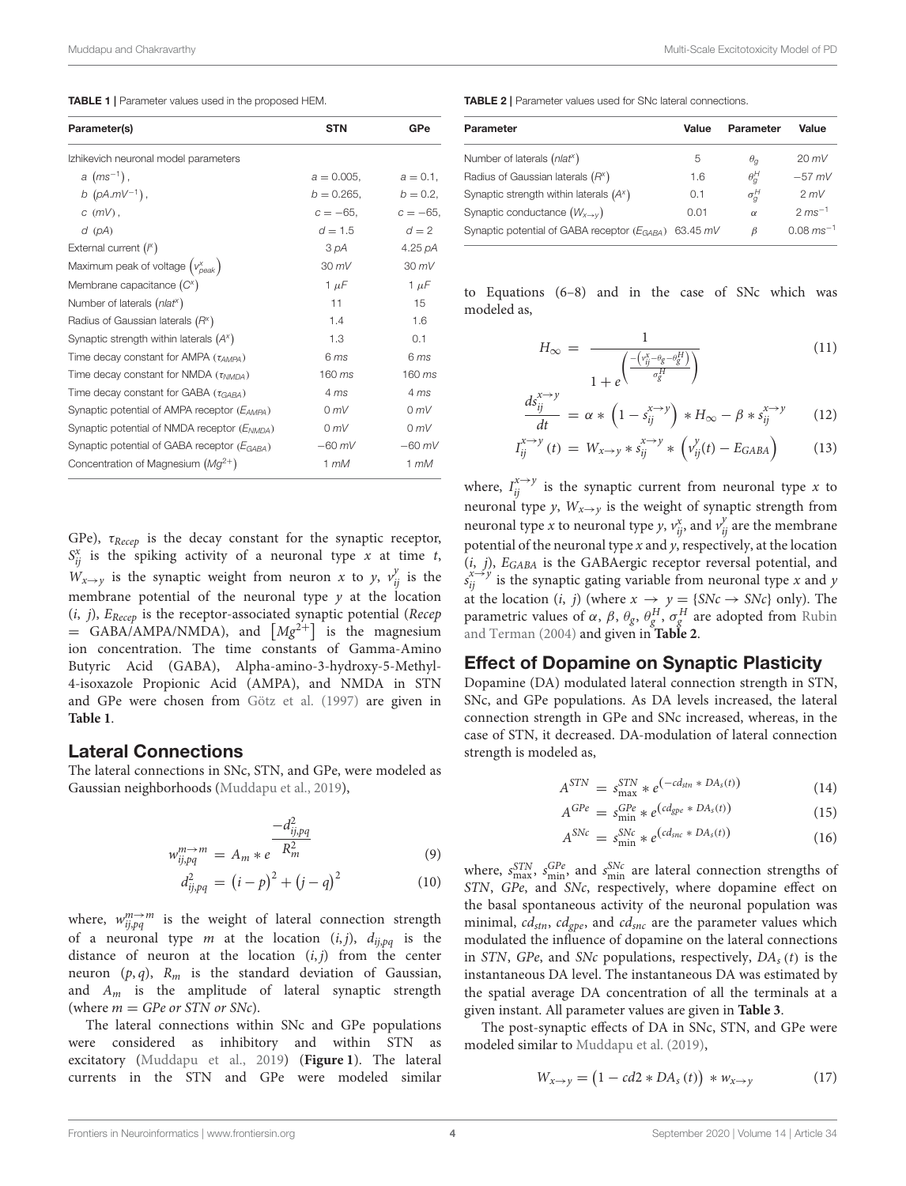**TABLE 1** | Parameter values used in the proposed HEM.

| Parameter(s) | STN | GPe |
|---|---|---|
| Izhikevich neuronal model parameters | | |
| $a$ $(ms^{-1})$, | $a = 0.005$, | $a = 0.1$, |
| $b$ $(pA.mV^{-1})$, | $b = 0.265$, | $b = 0.2$, |
| $c$ $(mV)$, | $c = -65$, | $c = -65$, |
| $d$ $(pA)$ | $d = 1.5$ | $d = 2$ |
| External current ($I^x$) | 3 $pA$ | 4.25 $pA$ |
| Maximum peak of voltage $\left(v^x_{peak}\right)$ | 30 $mV$ | 30 $mV$ |
| Membrane capacitance ($C^x$) | 1 $\mu F$ | 1 $\mu F$ |
| Number of laterals ($nlat^x$) | 11 | 15 |
| Radius of Gaussian laterals ($R^x$) | 1.4 | 1.6 |
| Synaptic strength within laterals ($A^x$) | 1.3 | 0.1 |
| Time decay constant for AMPA ($\tau_{AMPA}$) | 6 $ms$ | 6 $ms$ |
| Time decay constant for NMDA ($\tau_{NMDA}$) | 160 $ms$ | 160 $ms$ |
| Time decay constant for GABA ($\tau_{GABA}$) | 4 $ms$ | 4 $ms$ |
| Synaptic potential of AMPA receptor ($E_{AMPA}$) | 0 $mV$ | 0 $mV$ |
| Synaptic potential of NMDA receptor ($E_{NMDA}$) | 0 $mV$ | 0 $mV$ |
| Synaptic potential of GABA receptor ($E_{GABA}$) | $-60$ $mV$ | $-60$ $mV$ |
| Concentration of Magnesium ($Mg^{2+}$) | 1 $mM$ | 1 $mM$ |

GPe), $\tau_{Recep}$ is the decay constant for the synaptic receptor, $S^x_{ij}$ is the spiking activity of a neuronal type $x$ at time $t$, $W_{x\rightarrow y}$ is the synaptic weight from neuron $x$ to $y$, $v^y_{ij}$ is the membrane potential of the neuronal type $y$ at the location $(i, j)$, $E_{Recep}$ is the receptor-associated synaptic potential ($Recep$ = GABA/AMPA/NMDA), and $\left[Mg^{2+}\right]$ is the magnesium ion concentration. The time constants of Gamma-Amino Butyric Acid (GABA), Alpha-amino-3-hydroxy-5-Methyl-4-isoxazole Propionic Acid (AMPA), and NMDA in STN and GPe were chosen from Götz et al. (1997) are given in **Table 1**.

## Lateral Connections

The lateral connections in SNc, STN, and GPe, were modeled as Gaussian neighborhoods (Muddapu et al., 2019),

$$w^{m\rightarrow m}_{ij,pq} = A_m * e^{\frac{-d^2_{ij,pq}}{R^2_m}} \tag{9}$$

$$d^2_{ij,pq} = (i-p)^2 + (j-q)^2 \tag{10}$$

where, $w^{m\rightarrow m}_{ij,pq}$ is the weight of lateral connection strength of a neuronal type $m$ at the location $(i,j)$, $d_{ij,pq}$ is the distance of neuron at the location $(i,j)$ from the center neuron $(p,q)$, $R_m$ is the standard deviation of Gaussian, and $A_m$ is the amplitude of lateral synaptic strength (where $m = GPe$ or $STN$ or $SNc$).

The lateral connections within SNc and GPe populations were considered as inhibitory and within STN as excitatory (Muddapu et al., 2019) (**Figure 1**). The lateral currents in the STN and GPe were modeled similar to Equations (6–8) and in the case of SNc which was modeled as,

**TABLE 2** | Parameter values used for SNc lateral connections.

| Parameter | Value | Parameter | Value |
|---|---|---|---|
| Number of laterals ($nlat^x$) | 5 | $\theta_g$ | 20 $mV$ |
| Radius of Gaussian laterals ($R^x$) | 1.6 | $\theta^H_g$ | $-57$ $mV$ |
| Synaptic strength within laterals ($A^x$) | 0.1 | $\sigma^H_g$ | 2 $mV$ |
| Synaptic conductance ($W_{x\rightarrow y}$) | 0.01 | $\alpha$ | 2 $ms^{-1}$ |
| Synaptic potential of GABA receptor ($E_{GABA}$) | 63.45 $mV$ | $\beta$ | 0.08 $ms^{-1}$ |

$$H_{\infty} = \frac{1}{1 + e^{\left(\frac{-\left(v^x_{ij} - \theta_g - \theta^H_g\right)}{\sigma^H_g}\right)}} \tag{11}$$

$$\frac{ds^{x\rightarrow y}_{ij}}{dt} = \alpha * \left(1 - s^{x\rightarrow y}_{ij}\right) * H_{\infty} - \beta * s^{x\rightarrow y}_{ij} \tag{12}$$

$$I^{x\rightarrow y}_{ij}(t) = W_{x\rightarrow y} * s^{x\rightarrow y}_{ij} * \left(v^y_{ij}(t) - E_{GABA}\right) \tag{13}$$

where, $I^{x\rightarrow y}_{ij}$ is the synaptic current from neuronal type $x$ to neuronal type $y$, $W_{x\rightarrow y}$ is the weight of synaptic strength from neuronal type $x$ to neuronal type $y$, $v^x_{ij}$, and $v^y_{ij}$ are the membrane potential of the neuronal type $x$ and $y$, respectively, at the location $(i, j)$, $E_{GABA}$ is the GABAergic receptor reversal potential, and $s^{x\rightarrow y}_{ij}$ is the synaptic gating variable from neuronal type $x$ and $y$ at the location $(i, j)$ (where $x \rightarrow y = \{SNc \rightarrow SNc\}$ only). The parametric values of $\alpha$, $\beta$, $\theta_g$, $\theta^H_g$, $\sigma^H_g$ are adopted from Rubin and Terman (2004) and given in **Table 2**.

## Effect of Dopamine on Synaptic Plasticity

Dopamine (DA) modulated lateral connection strength in STN, SNc, and GPe populations. As DA levels increased, the lateral connection strength in GPe and SNc increased, whereas, in the case of STN, it decreased. DA-modulation of lateral connection strength is modeled as,

$$A^{STN} = s^{STN}_{\max} * e^{\left(-cd_{stn} * DA_s(t)\right)} \tag{14}$$

$$A^{GPe} = s^{GPe}_{\min} * e^{\left(cd_{gpe} * DA_s(t)\right)} \tag{15}$$

$$A^{SNc} = s^{SNc}_{\min} * e^{\left(cd_{snc} * DA_s(t)\right)} \tag{16}$$

where, $s^{STN}_{\max}$, $s^{GPe}_{\min}$, and $s^{SNc}_{\min}$ are lateral connection strengths of $STN$, $GPe$, and $SNc$, respectively, where dopamine effect on the basal spontaneous activity of the neuronal population was minimal, $cd_{stn}$, $cd_{gpe}$, and $cd_{snc}$ are the parameter values which modulated the influence of dopamine on the lateral connections in $STN$, $GPe$, and $SNc$ populations, respectively, $DA_s(t)$ is the instantaneous DA level. The instantaneous DA was estimated by the spatial average DA concentration of all the terminals at a given instant. All parameter values are given in **Table 3**.

The post-synaptic effects of DA in SNc, STN, and GPe were modeled similar to Muddapu et al. (2019),

$$W_{x\rightarrow y} = \left(1 - cd2 * DA_s(t)\right) * w_{x\rightarrow y} \tag{17}$$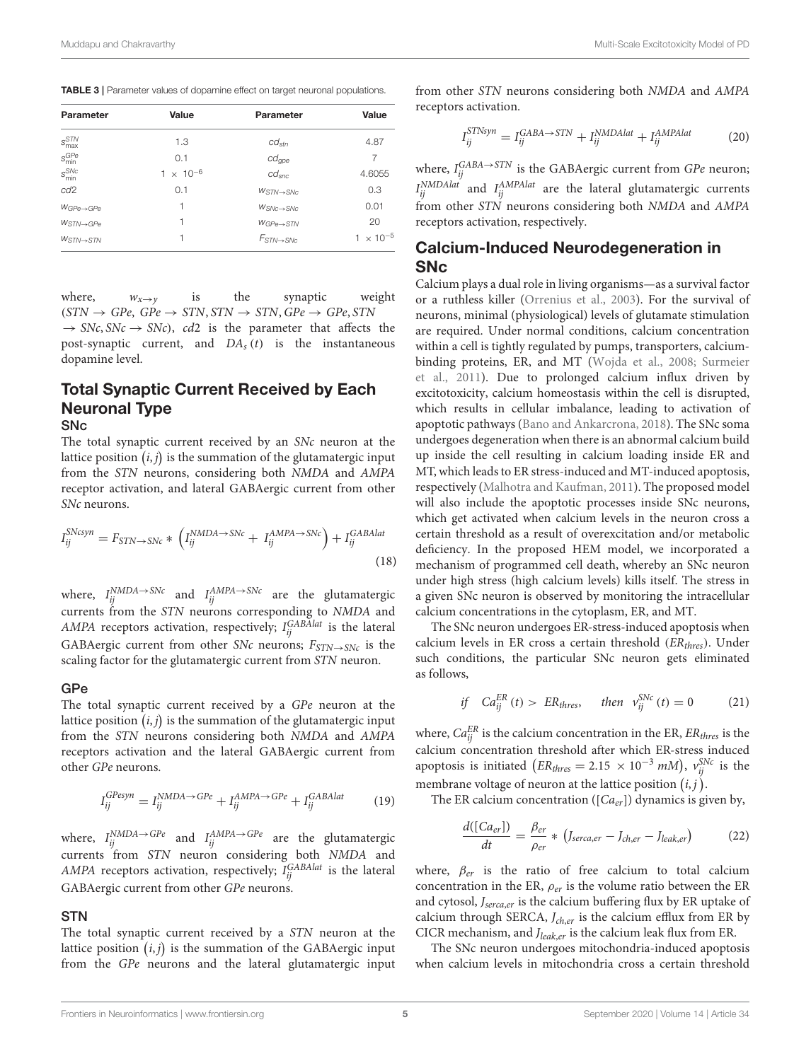**TABLE 3 |** Parameter values of dopamine effect on target neuronal populations.

| Parameter | Value | Parameter | Value |
|---|---|---|---|
| $s_{max}^{STN}$ | 1.3 | $cd_{stn}$ | 4.87 |
| $s_{min}^{GPe}$ | 0.1 | $cd_{gpe}$ | 7 |
| $s_{min}^{SNc}$ | $1 \times 10^{-6}$ | $cd_{snc}$ | 4.6055 |
| $cd2$ | 0.1 | $w_{STN \to SNc}$ | 0.3 |
| $w_{GPe \to GPe}$ | 1 | $w_{SNc \to SNc}$ | 0.01 |
| $w_{STN \to GPe}$ | 1 | $w_{GPe \to STN}$ | 20 |
| $w_{STN \to STN}$ | 1 | $F_{STN \to SNc}$ | $1 \times 10^{-5}$ |

where, $w_{x \to y}$ is the synaptic weight ($STN \to GPe$, $GPe \to STN$, $STN \to STN$, $GPe \to GPe$, $STN \to SNc$, $SNc \to SNc$), $cd2$ is the parameter that affects the post-synaptic current, and $DA_s(t)$ is the instantaneous dopamine level.

## Total Synaptic Current Received by Each Neuronal Type

### SNc

The total synaptic current received by an *SNc* neuron at the lattice position $(i, j)$ is the summation of the glutamatergic input from the *STN* neurons, considering both *NMDA* and *AMPA* receptor activation, and lateral GABAergic current from other *SNc* neurons.

$$I_{ij}^{SNcsyn} = F_{STN \to SNc} * \left( I_{ij}^{NMDA \to SNc} + I_{ij}^{AMPA \to SNc} \right) + I_{ij}^{GABAlat} \tag{18}$$

where, $I_{ij}^{NMDA \to SNc}$ and $I_{ij}^{AMPA \to SNc}$ are the glutamatergic currents from the *STN* neurons corresponding to *NMDA* and *AMPA* receptors activation, respectively; $I_{ij}^{GABAlat}$ is the lateral GABAergic current from other *SNc* neurons; $F_{STN \to SNc}$ is the scaling factor for the glutamatergic current from *STN* neuron.

### GPe

The total synaptic current received by a *GPe* neuron at the lattice position $(i, j)$ is the summation of the glutamatergic input from the *STN* neurons considering both *NMDA* and *AMPA* receptors activation and the lateral GABAergic current from other *GPe* neurons.

$$I_{ij}^{GPesyn} = I_{ij}^{NMDA \to GPe} + I_{ij}^{AMPA \to GPe} + I_{ij}^{GABAlat} \tag{19}$$

where, $I_{ij}^{NMDA \to GPe}$ and $I_{ij}^{AMPA \to GPe}$ are the glutamatergic currents from *STN* neuron considering both *NMDA* and *AMPA* receptors activation, respectively; $I_{ij}^{GABAlat}$ is the lateral GABAergic current from other *GPe* neurons.

### STN

The total synaptic current received by a *STN* neuron at the lattice position $(i, j)$ is the summation of the GABAergic input from the *GPe* neurons and the lateral glutamatergic input from other *STN* neurons considering both *NMDA* and *AMPA* receptors activation.

$$I_{ij}^{STNsyn} = I_{ij}^{GABA \to STN} + I_{ij}^{NMDAlat} + I_{ij}^{AMPAlat} \tag{20}$$

where, $I_{ij}^{GABA \to STN}$ is the GABAergic current from *GPe* neuron; $I_{ij}^{NMDAlat}$ and $I_{ij}^{AMPAlat}$ are the lateral glutamatergic currents from other *STN* neurons considering both *NMDA* and *AMPA* receptors activation, respectively.

## Calcium-Induced Neurodegeneration in SNc

Calcium plays a dual role in living organisms—as a survival factor or a ruthless killer (Orrenius et al., 2003). For the survival of neurons, minimal (physiological) levels of glutamate stimulation are required. Under normal conditions, calcium concentration within a cell is tightly regulated by pumps, transporters, calcium-binding proteins, ER, and MT (Wojda et al., 2008; Surmeier et al., 2011). Due to prolonged calcium influx driven by excitotoxicity, calcium homeostasis within the cell is disrupted, which results in cellular imbalance, leading to activation of apoptotic pathways (Bano and Ankarcrona, 2018). The SNc soma undergoes degeneration when there is an abnormal calcium build up inside the cell resulting in calcium loading inside ER and MT, which leads to ER stress-induced and MT-induced apoptosis, respectively (Malhotra and Kaufman, 2011). The proposed model will also include the apoptotic processes inside SNc neurons, which get activated when calcium levels in the neuron cross a certain threshold as a result of overexcitation and/or metabolic deficiency. In the proposed HEM model, we incorporated a mechanism of programmed cell death, whereby an SNc neuron under high stress (high calcium levels) kills itself. The stress in a given SNc neuron is observed by monitoring the intracellular calcium concentrations in the cytoplasm, ER, and MT.

The SNc neuron undergoes ER-stress-induced apoptosis when calcium levels in ER cross a certain threshold ($ER_{thres}$). Under such conditions, the particular SNc neuron gets eliminated as follows,

$$if \quad Ca_{ij}^{ER}(t) > ER_{thres}, \quad then \quad v_{ij}^{SNc}(t) = 0 \tag{21}$$

where, $Ca_{ij}^{ER}$ is the calcium concentration in the ER, $ER_{thres}$ is the calcium concentration threshold after which ER-stress induced apoptosis is initiated ($ER_{thres} = 2.15 \times 10^{-3}\ mM$), $v_{ij}^{SNc}$ is the membrane voltage of neuron at the lattice position $(i, j)$.

The ER calcium concentration ($[Ca_{er}]$) dynamics is given by,

$$\frac{d([Ca_{er}])}{dt} = \frac{\beta_{er}}{\rho_{er}} * \left( J_{serca,er} - J_{ch,er} - J_{leak,er} \right) \tag{22}$$

where, $\beta_{er}$ is the ratio of free calcium to total calcium concentration in the ER, $\rho_{er}$ is the volume ratio between the ER and cytosol, $J_{serca,er}$ is the calcium buffering flux by ER uptake of calcium through SERCA, $J_{ch,er}$ is the calcium efflux from ER by CICR mechanism, and $J_{leak,er}$ is the calcium leak flux from ER.

The SNc neuron undergoes mitochondria-induced apoptosis when calcium levels in mitochondria cross a certain threshold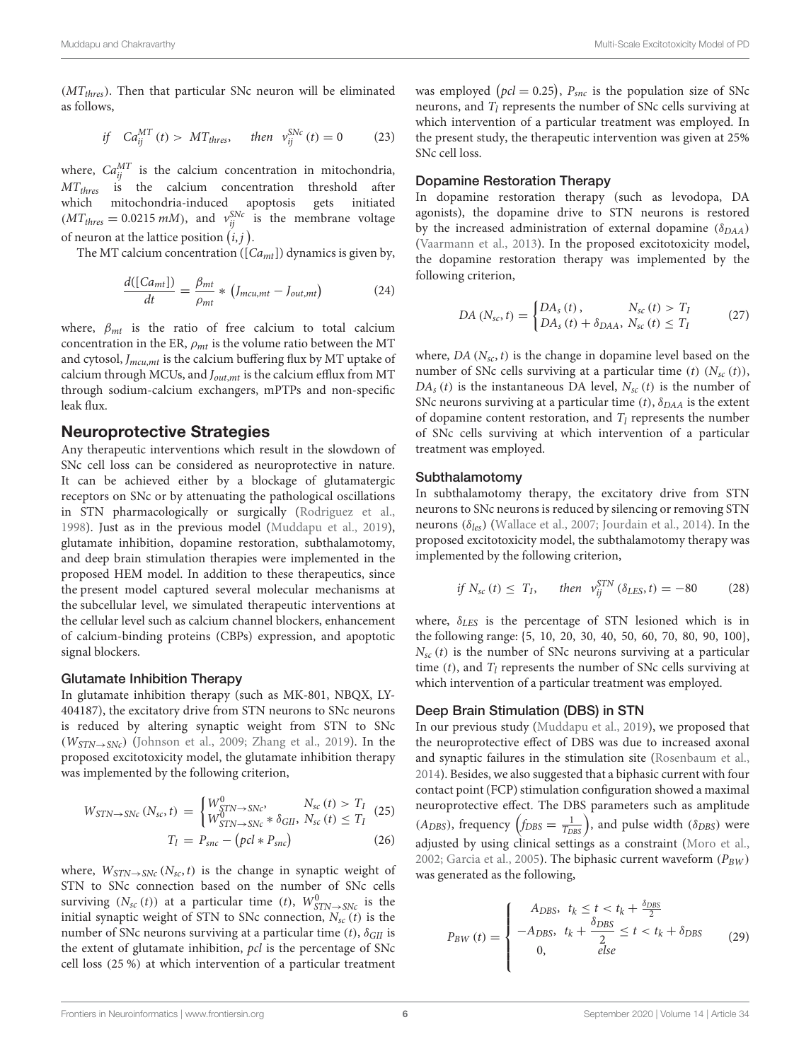($MT_{thres}$). Then that particular SNc neuron will be eliminated as follows,

$$if \quad Ca_{ij}^{MT}(t) > MT_{thres}, \quad then \quad v_{ij}^{SNc}(t) = 0 \tag{23}$$

where, $Ca_{ij}^{MT}$ is the calcium concentration in mitochondria, $MT_{thres}$ is the calcium concentration threshold after which mitochondria-induced apoptosis gets initiated ($MT_{thres} = 0.0215\ mM$), and $v_{ij}^{SNc}$ is the membrane voltage of neuron at the lattice position $(i, j)$.

The MT calcium concentration ($[Ca_{mt}]$) dynamics is given by,

$$\frac{d([Ca_{mt}])}{dt} = \frac{\beta_{mt}}{\rho_{mt}} * \left(J_{mcu,mt} - J_{out,mt}\right) \tag{24}$$

where, $\beta_{mt}$ is the ratio of free calcium to total calcium concentration in the ER, $\rho_{mt}$ is the volume ratio between the MT and cytosol, $J_{mcu,mt}$ is the calcium buffering flux by MT uptake of calcium through MCUs, and $J_{out,mt}$ is the calcium efflux from MT through sodium-calcium exchangers, mPTPs and non-specific leak flux.

## Neuroprotective Strategies

Any therapeutic interventions which result in the slowdown of SNc cell loss can be considered as neuroprotective in nature. It can be achieved either by a blockage of glutamatergic receptors on SNc or by attenuating the pathological oscillations in STN pharmacologically or surgically (Rodriguez et al., 1998). Just as in the previous model (Muddapu et al., 2019), glutamate inhibition, dopamine restoration, subthalamotomy, and deep brain stimulation therapies were implemented in the proposed HEM model. In addition to these therapeutics, since the present model captured several molecular mechanisms at the subcellular level, we simulated therapeutic interventions at the cellular level such as calcium channel blockers, enhancement of calcium-binding proteins (CBPs) expression, and apoptotic signal blockers.

### Glutamate Inhibition Therapy

In glutamate inhibition therapy (such as MK-801, NBQX, LY-404187), the excitatory drive from STN neurons to SNc neurons is reduced by altering synaptic weight from STN to SNc ($W_{STN\rightarrow SNc}$) (Johnson et al., 2009; Zhang et al., 2019). In the proposed excitotoxicity model, the glutamate inhibition therapy was implemented by the following criterion,

$$W_{STN\rightarrow SNc}(N_{sc}, t) = \begin{cases} W_{STN\rightarrow SNc}^{0}, & N_{sc}(t) > T_I \\ W_{STN\rightarrow SNc}^{0} * \delta_{GII}, & N_{sc}(t) \leq T_I \end{cases} \tag{25}$$

$$T_I = P_{snc} - (pcl * P_{snc}) \tag{26}$$

where, $W_{STN\rightarrow SNc}(N_{sc}, t)$ is the change in synaptic weight of STN to SNc connection based on the number of SNc cells surviving ($N_{sc}(t)$) at a particular time ($t$), $W_{STN\rightarrow SNc}^{0}$ is the initial synaptic weight of STN to SNc connection, $N_{sc}(t)$ is the number of SNc neurons surviving at a particular time ($t$), $\delta_{GII}$ is the extent of glutamate inhibition, $pcl$ is the percentage of SNc cell loss (25 %) at which intervention of a particular treatment was employed $(pcl = 0.25)$, $P_{snc}$ is the population size of SNc neurons, and $T_I$ represents the number of SNc cells surviving at which intervention of a particular treatment was employed. In the present study, the therapeutic intervention was given at 25% SNc cell loss.

### Dopamine Restoration Therapy

In dopamine restoration therapy (such as levodopa, DA agonists), the dopamine drive to STN neurons is restored by the increased administration of external dopamine ($\delta_{DAA}$) (Vaarmann et al., 2013). In the proposed excitotoxicity model, the dopamine restoration therapy was implemented by the following criterion,

$$DA(N_{sc}, t) = \begin{cases} DA_s(t), & N_{sc}(t) > T_I \\ DA_s(t) + \delta_{DAA}, & N_{sc}(t) \leq T_I \end{cases} \tag{27}$$

where, $DA(N_{sc}, t)$ is the change in dopamine level based on the number of SNc cells surviving at a particular time ($t$) ($N_{sc}(t)$), $DA_s(t)$ is the instantaneous DA level, $N_{sc}(t)$ is the number of SNc neurons surviving at a particular time ($t$), $\delta_{DAA}$ is the extent of dopamine content restoration, and $T_I$ represents the number of SNc cells surviving at which intervention of a particular treatment was employed.

### Subthalamotomy

In subthalamotomy therapy, the excitatory drive from STN neurons to SNc neurons is reduced by silencing or removing STN neurons ($\delta_{les}$) (Wallace et al., 2007; Jourdain et al., 2014). In the proposed excitotoxicity model, the subthalamotomy therapy was implemented by the following criterion,

$$if \ N_{sc}(t) \leq T_I, \quad then \ v_{ij}^{STN}(\delta_{LES}, t) = -80 \tag{28}$$

where, $\delta_{LES}$ is the percentage of STN lesioned which is in the following range: {5, 10, 20, 30, 40, 50, 60, 70, 80, 90, 100}, $N_{sc}(t)$ is the number of SNc neurons surviving at a particular time ($t$), and $T_I$ represents the number of SNc cells surviving at which intervention of a particular treatment was employed.

### Deep Brain Stimulation (DBS) in STN

In our previous study (Muddapu et al., 2019), we proposed that the neuroprotective effect of DBS was due to increased axonal and synaptic failures in the stimulation site (Rosenbaum et al., 2014). Besides, we also suggested that a biphasic current with four contact point (FCP) stimulation configuration showed a maximal neuroprotective effect. The DBS parameters such as amplitude ($A_{DBS}$), frequency $\left(f_{DBS} = \frac{1}{T_{DBS}}\right)$, and pulse width ($\delta_{DBS}$) were adjusted by using clinical settings as a constraint (Moro et al., 2002; Garcia et al., 2005). The biphasic current waveform ($P_{BW}$) was generated as the following,

$$P_{BW}(t) = \begin{cases} A_{DBS}, & t_k \leq t < t_k + \frac{\delta_{DBS}}{2} \\ -A_{DBS}, & t_k + \frac{\delta_{DBS}}{2} \leq t < t_k + \delta_{DBS} \\ 0, & else \end{cases} \tag{29}$$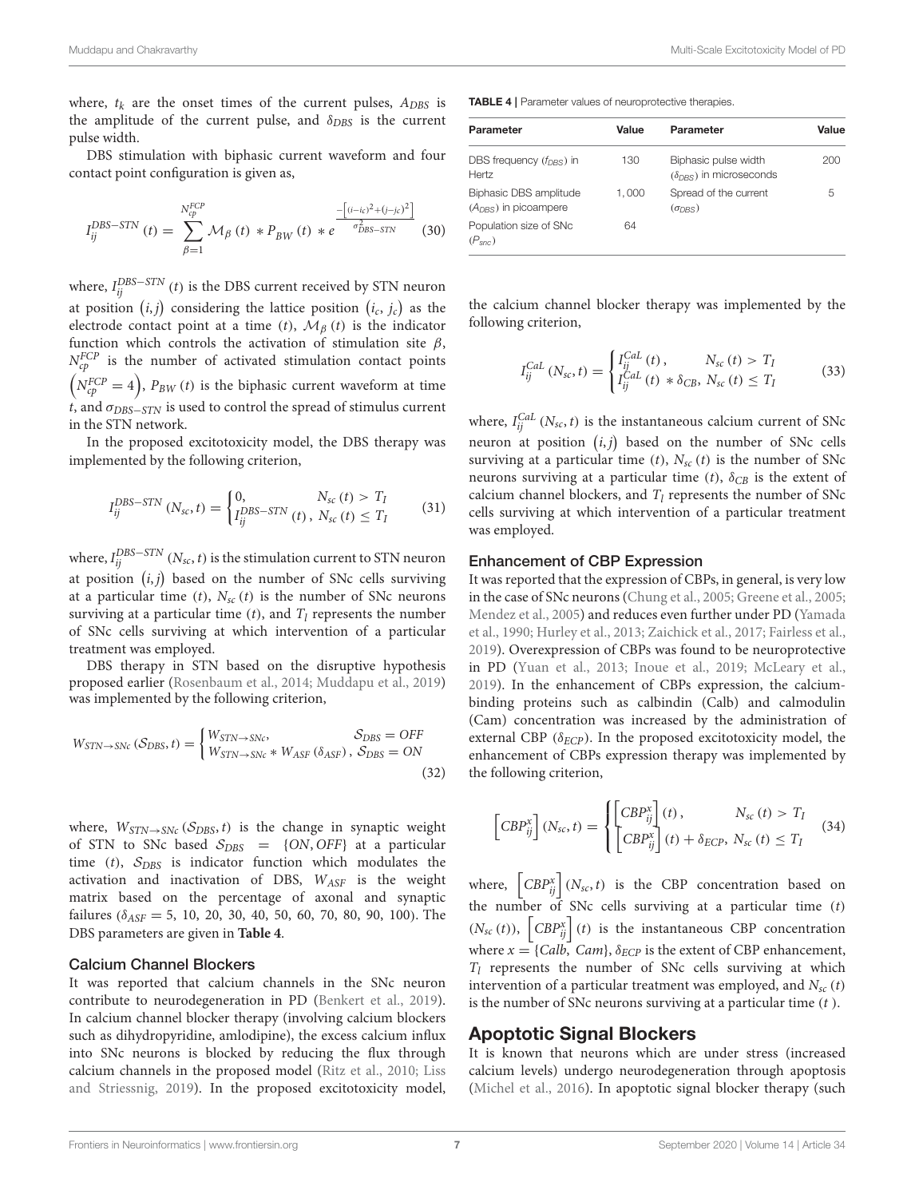where, $t_k$ are the onset times of the current pulses, $A_{DBS}$ is the amplitude of the current pulse, and $\delta_{DBS}$ is the current pulse width.

DBS stimulation with biphasic current waveform and four contact point configuration is given as,

$$I_{ij}^{DBS-STN}(t) = \sum_{\beta=1}^{N_{cp}^{FCP}} \mathcal{M}_{\beta}(t) * P_{BW}(t) * e^{\frac{-\left[(i-i_c)^2+(j-j_c)^2\right]}{\sigma_{DBS-STN}^2}} \quad (30)$$

where, $I_{ij}^{DBS-STN}(t)$ is the DBS current received by STN neuron at position $(i,j)$ considering the lattice position $(i_c, j_c)$ as the electrode contact point at a time $(t)$, $\mathcal{M}_{\beta}(t)$ is the indicator function which controls the activation of stimulation site $\beta$, $N_{cp}^{FCP}$ is the number of activated stimulation contact points $\left(N_{cp}^{FCP} = 4\right)$, $P_{BW}(t)$ is the biphasic current waveform at time $t$, and $\sigma_{DBS-STN}$ is used to control the spread of stimulus current in the STN network.

In the proposed excitotoxicity model, the DBS therapy was implemented by the following criterion,

$$I_{ij}^{DBS-STN}(N_{sc}, t) = \begin{cases} 0, & N_{sc}(t) > T_I \\ I_{ij}^{DBS-STN}(t), & N_{sc}(t) \leq T_I \end{cases} \quad (31)$$

where, $I_{ij}^{DBS-STN}(N_{sc}, t)$ is the stimulation current to STN neuron at position $(i,j)$ based on the number of SNc cells surviving at a particular time $(t)$, $N_{sc}(t)$ is the number of SNc neurons surviving at a particular time $(t)$, and $T_l$ represents the number of SNc cells surviving at which intervention of a particular treatment was employed.

DBS therapy in STN based on the disruptive hypothesis proposed earlier (Rosenbaum et al., 2014; Muddapu et al., 2019) was implemented by the following criterion,

$$W_{STN \to SNc}(\mathcal{S}_{DBS}, t) = \begin{cases} W_{STN \to SNc}, & \mathcal{S}_{DBS} = OFF \\ W_{STN \to SNc} * W_{ASF}(\delta_{ASF}), & \mathcal{S}_{DBS} = ON \end{cases} \quad (32)$$

where, $W_{STN \to SNc}(\mathcal{S}_{DBS}, t)$ is the change in synaptic weight of STN to SNc based $\mathcal{S}_{DBS} = \{ON, OFF\}$ at a particular time $(t)$, $\mathcal{S}_{DBS}$ is indicator function which modulates the activation and inactivation of DBS, $W_{ASF}$ is the weight matrix based on the percentage of axonal and synaptic failures ($\delta_{ASF}$ = 5, 10, 20, 30, 40, 50, 60, 70, 80, 90, 100). The DBS parameters are given in **Table 4**.

### Calcium Channel Blockers

It was reported that calcium channels in the SNc neuron contribute to neurodegeneration in PD (Benkert et al., 2019). In calcium channel blocker therapy (involving calcium blockers such as dihydropyridine, amlodipine), the excess calcium influx into SNc neurons is blocked by reducing the flux through calcium channels in the proposed model (Ritz et al., 2010; Liss and Striessnig, 2019). In the proposed excitotoxicity model, the calcium channel blocker therapy was implemented by the following criterion,

**TABLE 4** | Parameter values of neuroprotective therapies.

| Parameter | Value | Parameter | Value |
|---|---|---|---|
| DBS frequency ($f_{DBS}$) in Hertz | 130 | Biphasic pulse width ($\delta_{DBS}$) in microseconds | 200 |
| Biphasic DBS amplitude ($A_{DBS}$) in picoampere | 1,000 | Spread of the current ($\sigma_{DBS}$) | 5 |
| Population size of SNc ($P_{snc}$) | 64 | | |

$$I_{ij}^{CaL}(N_{sc}, t) = \begin{cases} I_{ij}^{CaL}(t), & N_{sc}(t) > T_I \\ I_{ij}^{CaL}(t) * \delta_{CB}, & N_{sc}(t) \leq T_I \end{cases} \quad (33)$$

where, $I_{ij}^{CaL}(N_{sc}, t)$ is the instantaneous calcium current of SNc neuron at position $(i,j)$ based on the number of SNc cells surviving at a particular time $(t)$, $N_{sc}(t)$ is the number of SNc neurons surviving at a particular time $(t)$, $\delta_{CB}$ is the extent of calcium channel blockers, and $T_l$ represents the number of SNc cells surviving at which intervention of a particular treatment was employed.

### Enhancement of CBP Expression

It was reported that the expression of CBPs, in general, is very low in the case of SNc neurons (Chung et al., 2005; Greene et al., 2005; Mendez et al., 2005) and reduces even further under PD (Yamada et al., 1990; Hurley et al., 2013; Zaichick et al., 2017; Fairless et al., 2019). Overexpression of CBPs was found to be neuroprotective in PD (Yuan et al., 2013; Inoue et al., 2019; McLeary et al., 2019). In the enhancement of CBPs expression, the calcium-binding proteins such as calbindin (Calb) and calmodulin (Cam) concentration was increased by the administration of external CBP ($\delta_{ECP}$). In the proposed excitotoxicity model, the enhancement of CBPs expression therapy was implemented by the following criterion,

$$\left[CBP_{ij}^{x}\right](N_{sc}, t) = \begin{cases} \left[CBP_{ij}^{x}\right](t), & N_{sc}(t) > T_I \\ \left[CBP_{ij}^{x}\right](t) + \delta_{ECP}, & N_{sc}(t) \leq T_I \end{cases} \quad (34)$$

where, $\left[CBP_{ij}^{x}\right](N_{sc}, t)$ is the CBP concentration based on the number of SNc cells surviving at a particular time $(t)$ $(N_{sc}(t))$, $\left[CBP_{ij}^{x}\right](t)$ is the instantaneous CBP concentration where $x = \{Calb, Cam\}$, $\delta_{ECP}$ is the extent of CBP enhancement, $T_l$ represents the number of SNc cells surviving at which intervention of a particular treatment was employed, and $N_{sc}(t)$ is the number of SNc neurons surviving at a particular time $(t)$.

## Apoptotic Signal Blockers

It is known that neurons which are under stress (increased calcium levels) undergo neurodegeneration through apoptosis (Michel et al., 2016). In apoptotic signal blocker therapy (such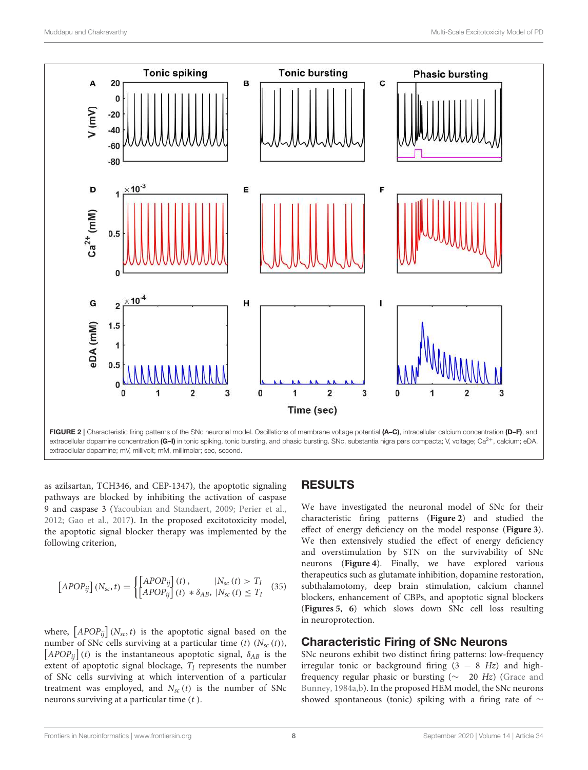FIGURE 2 | Characteristic firing patterns of the SNc neuronal model. Oscillations of membrane voltage potential **(A–C)**, intracellular calcium concentration **(D–F)**, and extracellular dopamine concentration **(G–I)** in tonic spiking, tonic bursting, and phasic bursting. SNc, substantia nigra pars compacta; V, voltage; $Ca^{2+}$, calcium; eDA, extracellular dopamine; mV, millivolt; mM, millimolar; sec, second.

as azilsartan, TCH346, and CEP-1347), the apoptotic signaling pathways are blocked by inhibiting the activation of caspase 9 and caspase 3 (Yacoubian and Standaert, 2009; Perier et al., 2012; Gao et al., 2017). In the proposed excitotoxicity model, the apoptotic signal blocker therapy was implemented by the following criterion,

$$[APOP_{ij}](N_{sc}, t) = \begin{cases} [APOP_{ij}](t), & |N_{sc}(t) > T_I \\ [APOP_{ij}](t) * \delta_{AB}, & |N_{sc}(t) \leq T_I \end{cases} \quad (35)$$

where, $[APOP_{ij}](N_{sc}, t)$ is the apoptotic signal based on the number of SNc cells surviving at a particular time $(t)$ $(N_{sc}(t))$, $[APOP_{ij}](t)$ is the instantaneous apoptotic signal, $\delta_{AB}$ is the extent of apoptotic signal blockage, $T_I$ represents the number of SNc cells surviving at which intervention of a particular treatment was employed, and $N_{sc}(t)$ is the number of SNc neurons surviving at a particular time $(t)$.

# RESULTS

We have investigated the neuronal model of SNc for their characteristic firing patterns (**Figure 2**) and studied the effect of energy deficiency on the model response (**Figure 3**). We then extensively studied the effect of energy deficiency and overstimulation by STN on the survivability of SNc neurons (**Figure 4**). Finally, we have explored various therapeutics such as glutamate inhibition, dopamine restoration, subthalamotomy, deep brain stimulation, calcium channel blockers, enhancement of CBPs, and apoptotic signal blockers (**Figures 5**, **6**) which slows down SNc cell loss resulting in neuroprotection.

## Characteristic Firing of SNc Neurons

SNc neurons exhibit two distinct firing patterns: low-frequency irregular tonic or background firing ($3 - 8$ $Hz$) and high-frequency regular phasic or bursting ($\sim$ $20$ $Hz$) (Grace and Bunney, 1984a,b). In the proposed HEM model, the SNc neurons showed spontaneous (tonic) spiking with a firing rate of $\sim$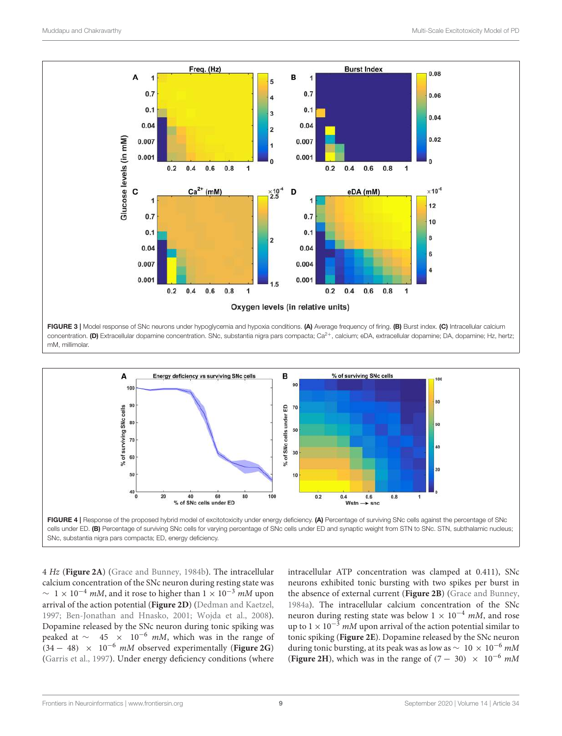FIGURE 3 | Model response of SNc neurons under hypoglycemia and hypoxia conditions. **(A)** Average frequency of firing. **(B)** Burst index. **(C)** Intracellular calcium concentration. **(D)** Extracellular dopamine concentration. SNc, substantia nigra pars compacta; $Ca^{2+}$, calcium; eDA, extracellular dopamine; DA, dopamine; Hz, hertz; mM, millimolar.

FIGURE 4 | Response of the proposed hybrid model of excitotoxicity under energy deficiency. **(A)** Percentage of surviving SNc cells against the percentage of SNc cells under ED. **(B)** Percentage of surviving SNc cells for varying percentage of SNc cells under ED and synaptic weight from STN to SNc. STN, subthalamic nucleus; SNc, substantia nigra pars compacta; ED, energy deficiency.

4 *Hz* (**Figure 2A**) (Grace and Bunney, 1984b). The intracellular calcium concentration of the SNc neuron during resting state was $\sim 1 \times 10^{-4}$ *mM*, and it rose to higher than $1 \times 10^{-3}$ *mM* upon arrival of the action potential (**Figure 2D**) (Dedman and Kaetzel, 1997; Ben-Jonathan and Hnasko, 2001; Wojda et al., 2008). Dopamine released by the SNc neuron during tonic spiking was peaked at $\sim 45 \times 10^{-6}$ *mM*, which was in the range of $(34 - 48) \times 10^{-6}$ *mM* observed experimentally (**Figure 2G**) (Garris et al., 1997). Under energy deficiency conditions (where intracellular ATP concentration was clamped at 0.411), SNc neurons exhibited tonic bursting with two spikes per burst in the absence of external current (**Figure 2B**) (Grace and Bunney, 1984a). The intracellular calcium concentration of the SNc neuron during resting state was below $1 \times 10^{-4}$ *mM*, and rose up to $1 \times 10^{-3}$ *mM* upon arrival of the action potential similar to tonic spiking (**Figure 2E**). Dopamine released by the SNc neuron during tonic bursting, at its peak was as low as $\sim 10 \times 10^{-6}$ *mM* (**Figure 2H**), which was in the range of $(7 - 30) \times 10^{-6}$ *mM*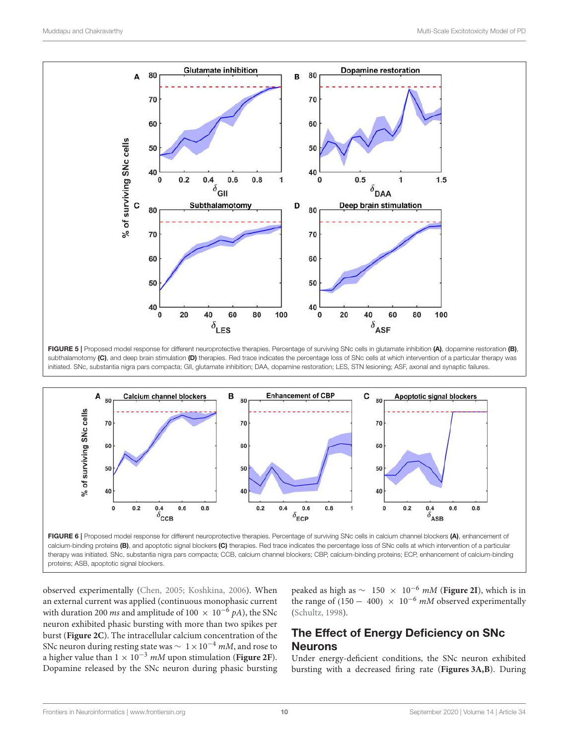FIGURE 5 | Proposed model response for different neuroprotective therapies. Percentage of surviving SNc cells in glutamate inhibition **(A)**, dopamine restoration **(B)**, subthalamotomy **(C)**, and deep brain stimulation **(D)** therapies. Red trace indicates the percentage loss of SNc cells at which intervention of a particular therapy was initiated. SNc, substantia nigra pars compacta; GII, glutamate inhibition; DAA, dopamine restoration; LES, STN lesioning; ASF, axonal and synaptic failures.

FIGURE 6 | Proposed model response for different neuroprotective therapies. Percentage of surviving SNc cells in calcium channel blockers **(A)**, enhancement of calcium-binding proteins **(B)**, and apoptotic signal blockers **(C)** therapies. Red trace indicates the percentage loss of SNc cells at which intervention of a particular therapy was initiated. SNc, substantia nigra pars compacta; CCB, calcium channel blockers; CBP, calcium-binding proteins; ECP, enhancement of calcium-binding proteins; ASB, apoptotic signal blockers.

observed experimentally (Chen, 2005; Koshkina, 2006). When an external current was applied (continuous monophasic current with duration 200 *ms* and amplitude of $100 \times 10^{-6}$ *pA*), the SNc neuron exhibited phasic bursting with more than two spikes per burst (**Figure 2C**). The intracellular calcium concentration of the SNc neuron during resting state was $\sim 1 \times 10^{-4}$ *mM*, and rose to a higher value than $1 \times 10^{-3}$ *mM* upon stimulation (**Figure 2F**). Dopamine released by the SNc neuron during phasic bursting peaked as high as $\sim 150 \times 10^{-6}$ *mM* (**Figure 2I**), which is in the range of $(150 - 400) \times 10^{-6}$ *mM* observed experimentally (Schultz, 1998).

## The Effect of Energy Deficiency on SNc Neurons

Under energy-deficient conditions, the SNc neuron exhibited bursting with a decreased firing rate (**Figures 3A,B**). During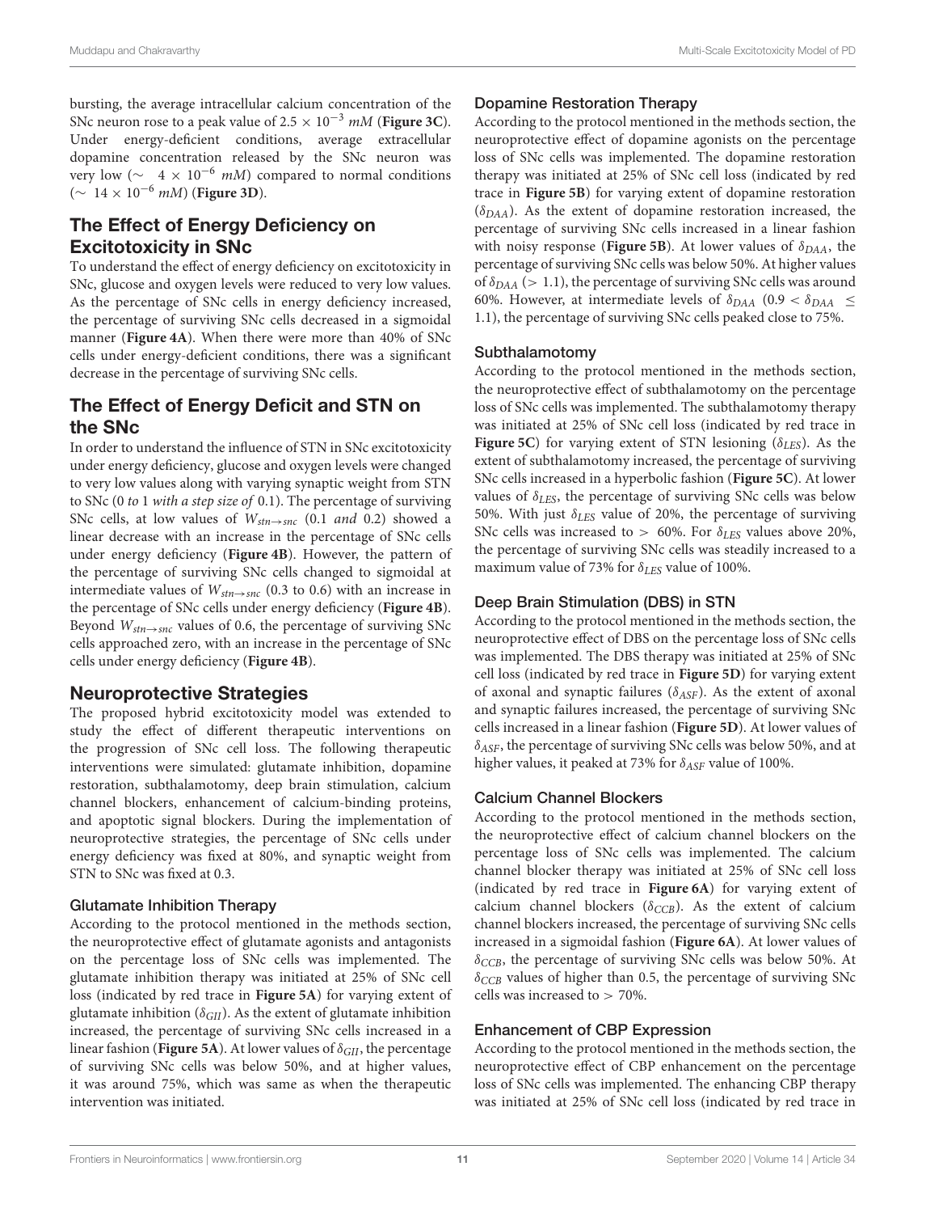bursting, the average intracellular calcium concentration of the SNc neuron rose to a peak value of $2.5 \times 10^{-3}\ mM$ (**Figure 3C**). Under energy-deficient conditions, average extracellular dopamine concentration released by the SNc neuron was very low ($\sim\ 4 \times 10^{-6}\ mM$) compared to normal conditions ($\sim\ 14 \times 10^{-6}\ mM$) (**Figure 3D**).

## The Effect of Energy Deficiency on Excitotoxicity in SNc

To understand the effect of energy deficiency on excitotoxicity in SNc, glucose and oxygen levels were reduced to very low values. As the percentage of SNc cells in energy deficiency increased, the percentage of surviving SNc cells decreased in a sigmoidal manner (**Figure 4A**). When there were more than 40% of SNc cells under energy-deficient conditions, there was a significant decrease in the percentage of surviving SNc cells.

## The Effect of Energy Deficit and STN on the SNc

In order to understand the influence of STN in SNc excitotoxicity under energy deficiency, glucose and oxygen levels were changed to very low values along with varying synaptic weight from STN to SNc (0 *to* 1 *with a step size of* 0.1). The percentage of surviving SNc cells, at low values of $W_{stn \to snc}$ (0.1 *and* 0.2) showed a linear decrease with an increase in the percentage of SNc cells under energy deficiency (**Figure 4B**). However, the pattern of the percentage of surviving SNc cells changed to sigmoidal at intermediate values of $W_{stn \to snc}$ (0.3 to 0.6) with an increase in the percentage of SNc cells under energy deficiency (**Figure 4B**). Beyond $W_{stn \to snc}$ values of 0.6, the percentage of surviving SNc cells approached zero, with an increase in the percentage of SNc cells under energy deficiency (**Figure 4B**).

## Neuroprotective Strategies

The proposed hybrid excitotoxicity model was extended to study the effect of different therapeutic interventions on the progression of SNc cell loss. The following therapeutic interventions were simulated: glutamate inhibition, dopamine restoration, subthalamotomy, deep brain stimulation, calcium channel blockers, enhancement of calcium-binding proteins, and apoptotic signal blockers. During the implementation of neuroprotective strategies, the percentage of SNc cells under energy deficiency was fixed at 80%, and synaptic weight from STN to SNc was fixed at 0.3.

### Glutamate Inhibition Therapy

According to the protocol mentioned in the methods section, the neuroprotective effect of glutamate agonists and antagonists on the percentage loss of SNc cells was implemented. The glutamate inhibition therapy was initiated at 25% of SNc cell loss (indicated by red trace in **Figure 5A**) for varying extent of glutamate inhibition ($\delta_{GII}$). As the extent of glutamate inhibition increased, the percentage of surviving SNc cells increased in a linear fashion (**Figure 5A**). At lower values of $\delta_{GII}$, the percentage of surviving SNc cells was below 50%, and at higher values, it was around 75%, which was same as when the therapeutic intervention was initiated.

### Dopamine Restoration Therapy

According to the protocol mentioned in the methods section, the neuroprotective effect of dopamine agonists on the percentage loss of SNc cells was implemented. The dopamine restoration therapy was initiated at 25% of SNc cell loss (indicated by red trace in **Figure 5B**) for varying extent of dopamine restoration ($\delta_{DAA}$). As the extent of dopamine restoration increased, the percentage of surviving SNc cells increased in a linear fashion with noisy response (**Figure 5B**). At lower values of $\delta_{DAA}$, the percentage of surviving SNc cells was below 50%. At higher values of $\delta_{DAA}$ ($> 1.1$), the percentage of surviving SNc cells was around 60%. However, at intermediate levels of $\delta_{DAA}$ ($0.9 < \delta_{DAA} \leq 1.1$), the percentage of surviving SNc cells peaked close to 75%.

### Subthalamotomy

According to the protocol mentioned in the methods section, the neuroprotective effect of subthalamotomy on the percentage loss of SNc cells was implemented. The subthalamotomy therapy was initiated at 25% of SNc cell loss (indicated by red trace in **Figure 5C**) for varying extent of STN lesioning ($\delta_{LES}$). As the extent of subthalamotomy increased, the percentage of surviving SNc cells increased in a hyperbolic fashion (**Figure 5C**). At lower values of $\delta_{LES}$, the percentage of surviving SNc cells was below 50%. With just $\delta_{LES}$ value of 20%, the percentage of surviving SNc cells was increased to $> 60\%$. For $\delta_{LES}$ values above 20%, the percentage of surviving SNc cells was steadily increased to a maximum value of 73% for $\delta_{LES}$ value of 100%.

### Deep Brain Stimulation (DBS) in STN

According to the protocol mentioned in the methods section, the neuroprotective effect of DBS on the percentage loss of SNc cells was implemented. The DBS therapy was initiated at 25% of SNc cell loss (indicated by red trace in **Figure 5D**) for varying extent of axonal and synaptic failures ($\delta_{ASF}$). As the extent of axonal and synaptic failures increased, the percentage of surviving SNc cells increased in a linear fashion (**Figure 5D**). At lower values of $\delta_{ASF}$, the percentage of surviving SNc cells was below 50%, and at higher values, it peaked at 73% for $\delta_{ASF}$ value of 100%.

### Calcium Channel Blockers

According to the protocol mentioned in the methods section, the neuroprotective effect of calcium channel blockers on the percentage loss of SNc cells was implemented. The calcium channel blocker therapy was initiated at 25% of SNc cell loss (indicated by red trace in **Figure 6A**) for varying extent of calcium channel blockers ($\delta_{CCB}$). As the extent of calcium channel blockers increased, the percentage of surviving SNc cells increased in a sigmoidal fashion (**Figure 6A**). At lower values of $\delta_{CCB}$, the percentage of surviving SNc cells was below 50%. At $\delta_{CCB}$ values of higher than 0.5, the percentage of surviving SNc cells was increased to $> 70\%$.

### Enhancement of CBP Expression

According to the protocol mentioned in the methods section, the neuroprotective effect of CBP enhancement on the percentage loss of SNc cells was implemented. The enhancing CBP therapy was initiated at 25% of SNc cell loss (indicated by red trace in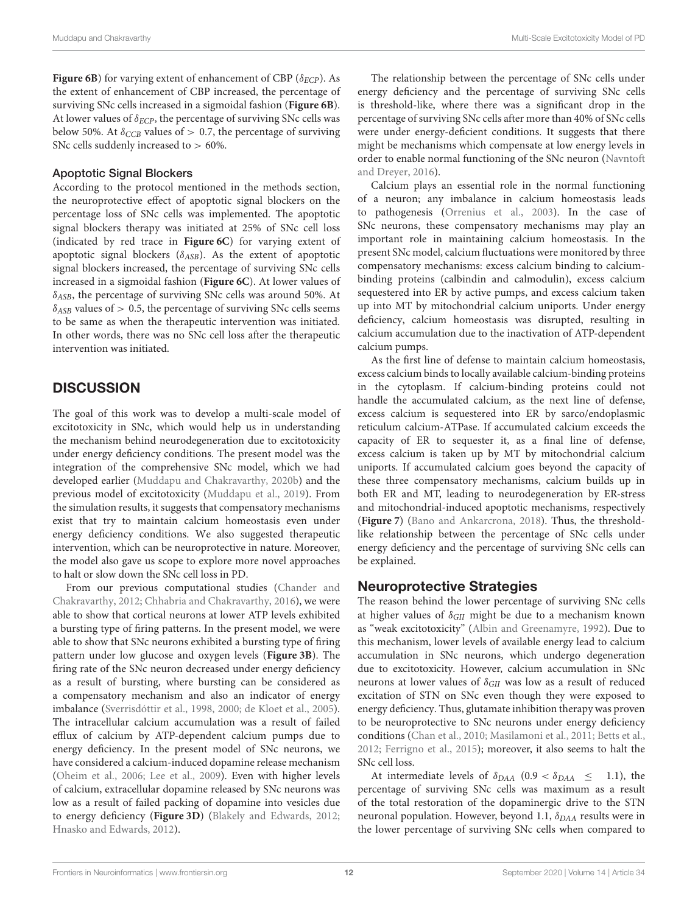**Figure 6B**) for varying extent of enhancement of CBP ($\delta_{ECP}$). As the extent of enhancement of CBP increased, the percentage of surviving SNc cells increased in a sigmoidal fashion (**Figure 6B**). At lower values of $\delta_{ECP}$, the percentage of surviving SNc cells was below 50%. At $\delta_{CCB}$ values of > 0.7, the percentage of surviving SNc cells suddenly increased to > 60%.

### Apoptotic Signal Blockers

According to the protocol mentioned in the methods section, the neuroprotective effect of apoptotic signal blockers on the percentage loss of SNc cells was implemented. The apoptotic signal blockers therapy was initiated at 25% of SNc cell loss (indicated by red trace in **Figure 6C**) for varying extent of apoptotic signal blockers ($\delta_{ASB}$). As the extent of apoptotic signal blockers increased, the percentage of surviving SNc cells increased in a sigmoidal fashion (**Figure 6C**). At lower values of $\delta_{ASB}$, the percentage of surviving SNc cells was around 50%. At $\delta_{ASB}$ values of > 0.5, the percentage of surviving SNc cells seems to be same as when the therapeutic intervention was initiated. In other words, there was no SNc cell loss after the therapeutic intervention was initiated.

# DISCUSSION

The goal of this work was to develop a multi-scale model of excitotoxicity in SNc, which would help us in understanding the mechanism behind neurodegeneration due to excitotoxicity under energy deficiency conditions. The present model was the integration of the comprehensive SNc model, which we had developed earlier (Muddapu and Chakravarthy, 2020b) and the previous model of excitotoxicity (Muddapu et al., 2019). From the simulation results, it suggests that compensatory mechanisms exist that try to maintain calcium homeostasis even under energy deficiency conditions. We also suggested therapeutic intervention, which can be neuroprotective in nature. Moreover, the model also gave us scope to explore more novel approaches to halt or slow down the SNc cell loss in PD.

From our previous computational studies (Chander and Chakravarthy, 2012; Chhabria and Chakravarthy, 2016), we were able to show that cortical neurons at lower ATP levels exhibited a bursting type of firing patterns. In the present model, we were able to show that SNc neurons exhibited a bursting type of firing pattern under low glucose and oxygen levels (**Figure 3B**). The firing rate of the SNc neuron decreased under energy deficiency as a result of bursting, where bursting can be considered as a compensatory mechanism and also an indicator of energy imbalance (Sverrisdóttir et al., 1998, 2000; de Kloet et al., 2005). The intracellular calcium accumulation was a result of failed efflux of calcium by ATP-dependent calcium pumps due to energy deficiency. In the present model of SNc neurons, we have considered a calcium-induced dopamine release mechanism (Oheim et al., 2006; Lee et al., 2009). Even with higher levels of calcium, extracellular dopamine released by SNc neurons was low as a result of failed packing of dopamine into vesicles due to energy deficiency (**Figure 3D**) (Blakely and Edwards, 2012; Hnasko and Edwards, 2012).

The relationship between the percentage of SNc cells under energy deficiency and the percentage of surviving SNc cells is threshold-like, where there was a significant drop in the percentage of surviving SNc cells after more than 40% of SNc cells were under energy-deficient conditions. It suggests that there might be mechanisms which compensate at low energy levels in order to enable normal functioning of the SNc neuron (Navntoft and Dreyer, 2016).

Calcium plays an essential role in the normal functioning of a neuron; any imbalance in calcium homeostasis leads to pathogenesis (Orrenius et al., 2003). In the case of SNc neurons, these compensatory mechanisms may play an important role in maintaining calcium homeostasis. In the present SNc model, calcium fluctuations were monitored by three compensatory mechanisms: excess calcium binding to calcium-binding proteins (calbindin and calmodulin), excess calcium sequestered into ER by active pumps, and excess calcium taken up into MT by mitochondrial calcium uniports. Under energy deficiency, calcium homeostasis was disrupted, resulting in calcium accumulation due to the inactivation of ATP-dependent calcium pumps.

As the first line of defense to maintain calcium homeostasis, excess calcium binds to locally available calcium-binding proteins in the cytoplasm. If calcium-binding proteins could not handle the accumulated calcium, as the next line of defense, excess calcium is sequestered into ER by sarco/endoplasmic reticulum calcium-ATPase. If accumulated calcium exceeds the capacity of ER to sequester it, as a final line of defense, excess calcium is taken up by MT by mitochondrial calcium uniports. If accumulated calcium goes beyond the capacity of these three compensatory mechanisms, calcium builds up in both ER and MT, leading to neurodegeneration by ER-stress and mitochondrial-induced apoptotic mechanisms, respectively (**Figure 7**) (Bano and Ankarcrona, 2018). Thus, the threshold-like relationship between the percentage of SNc cells under energy deficiency and the percentage of surviving SNc cells can be explained.

## Neuroprotective Strategies

The reason behind the lower percentage of surviving SNc cells at higher values of $\delta_{GII}$ might be due to a mechanism known as "weak excitotoxicity" (Albin and Greenamyre, 1992). Due to this mechanism, lower levels of available energy lead to calcium accumulation in SNc neurons, which undergo degeneration due to excitotoxicity. However, calcium accumulation in SNc neurons at lower values of $\delta_{GII}$ was low as a result of reduced excitation of STN on SNc even though they were exposed to energy deficiency. Thus, glutamate inhibition therapy was proven to be neuroprotective to SNc neurons under energy deficiency conditions (Chan et al., 2010; Masilamoni et al., 2011; Betts et al., 2012; Ferrigno et al., 2015); moreover, it also seems to halt the SNc cell loss.

At intermediate levels of $\delta_{DAA}$ ($0.9 < \delta_{DAA} \leq 1.1$), the percentage of surviving SNc cells was maximum as a result of the total restoration of the dopaminergic drive to the STN neuronal population. However, beyond 1.1, $\delta_{DAA}$ results were in the lower percentage of surviving SNc cells when compared to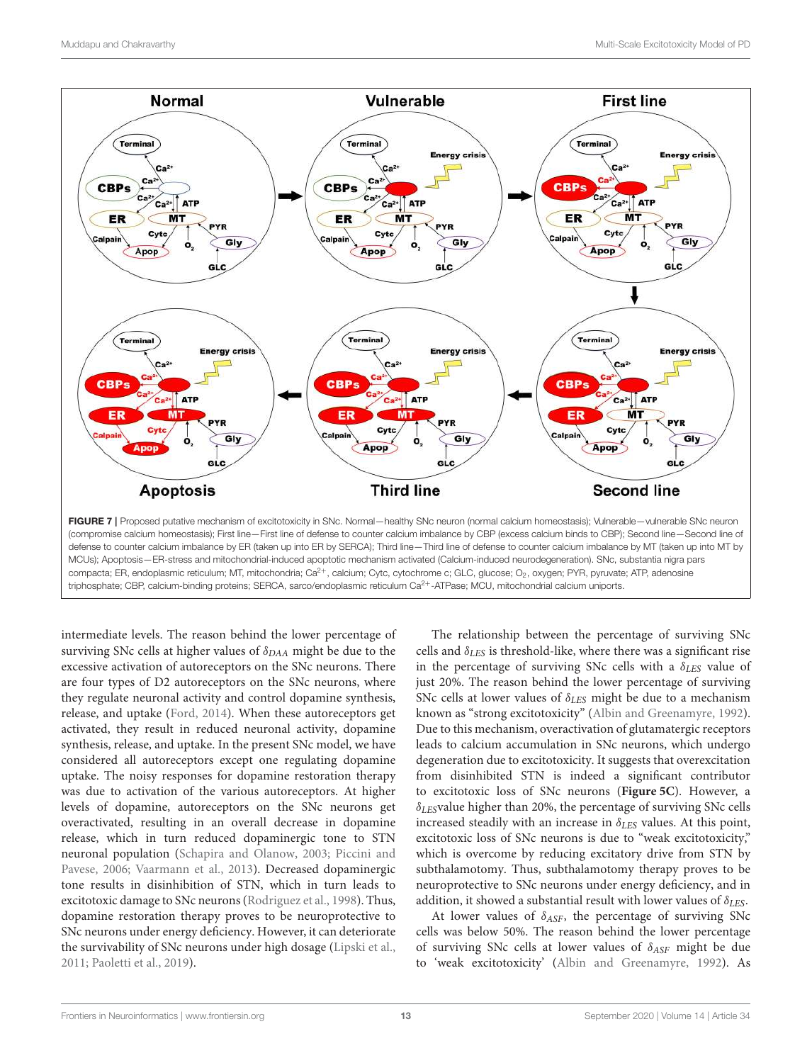FIGURE 7 | Proposed putative mechanism of excitotoxicity in SNc. Normal—healthy SNc neuron (normal calcium homeostasis); Vulnerable—vulnerable SNc neuron (compromise calcium homeostasis); First line—First line of defense to counter calcium imbalance by CBP (excess calcium binds to CBP); Second line—Second line of defense to counter calcium imbalance by ER (taken up into ER by SERCA); Third line—Third line of defense to counter calcium imbalance by MT (taken up into MT by MCUs); Apoptosis—ER-stress and mitochondrial-induced apoptotic mechanism activated (Calcium-induced neurodegeneration). SNc, substantia nigra pars compacta; ER, endoplasmic reticulum; MT, mitochondria; $Ca^{2+}$, calcium; Cytc, cytochrome c; GLC, glucose; $O_2$, oxygen; PYR, pyruvate; ATP, adenosine triphosphate; CBP, calcium-binding proteins; SERCA, sarco/endoplasmic reticulum $Ca^{2+}$-ATPase; MCU, mitochondrial calcium uniports.

intermediate levels. The reason behind the lower percentage of surviving SNc cells at higher values of $\delta_{DAA}$ might be due to the excessive activation of autoreceptors on the SNc neurons. There are four types of D2 autoreceptors on the SNc neurons, where they regulate neuronal activity and control dopamine synthesis, release, and uptake (Ford, 2014). When these autoreceptors get activated, they result in reduced neuronal activity, dopamine synthesis, release, and uptake. In the present SNc model, we have considered all autoreceptors except one regulating dopamine uptake. The noisy responses for dopamine restoration therapy was due to activation of the various autoreceptors. At higher levels of dopamine, autoreceptors on the SNc neurons get overactivated, resulting in an overall decrease in dopamine release, which in turn reduced dopaminergic tone to STN neuronal population (Schapira and Olanow, 2003; Piccini and Pavese, 2006; Vaarmann et al., 2013). Decreased dopaminergic tone results in disinhibition of STN, which in turn leads to excitotoxic damage to SNc neurons (Rodriguez et al., 1998). Thus, dopamine restoration therapy proves to be neuroprotective to SNc neurons under energy deficiency. However, it can deteriorate the survivability of SNc neurons under high dosage (Lipski et al., 2011; Paoletti et al., 2019).

The relationship between the percentage of surviving SNc cells and $\delta_{LES}$ is threshold-like, where there was a significant rise in the percentage of surviving SNc cells with a $\delta_{LES}$ value of just 20%. The reason behind the lower percentage of surviving SNc cells at lower values of $\delta_{LES}$ might be due to a mechanism known as "strong excitotoxicity" (Albin and Greenamyre, 1992). Due to this mechanism, overactivation of glutamatergic receptors leads to calcium accumulation in SNc neurons, which undergo degeneration due to excitotoxicity. It suggests that overexcitation from disinhibited STN is indeed a significant contributor to excitotoxic loss of SNc neurons (**Figure 5C**). However, a $\delta_{LES}$value higher than 20%, the percentage of surviving SNc cells increased steadily with an increase in $\delta_{LES}$ values. At this point, excitotoxic loss of SNc neurons is due to "weak excitotoxicity," which is overcome by reducing excitatory drive from STN by subthalamotomy. Thus, subthalamotomy therapy proves to be neuroprotective to SNc neurons under energy deficiency, and in addition, it showed a substantial result with lower values of $\delta_{LES}$.

At lower values of $\delta_{ASF}$, the percentage of surviving SNc cells was below 50%. The reason behind the lower percentage of surviving SNc cells at lower values of $\delta_{ASF}$ might be due to 'weak excitotoxicity' (Albin and Greenamyre, 1992). As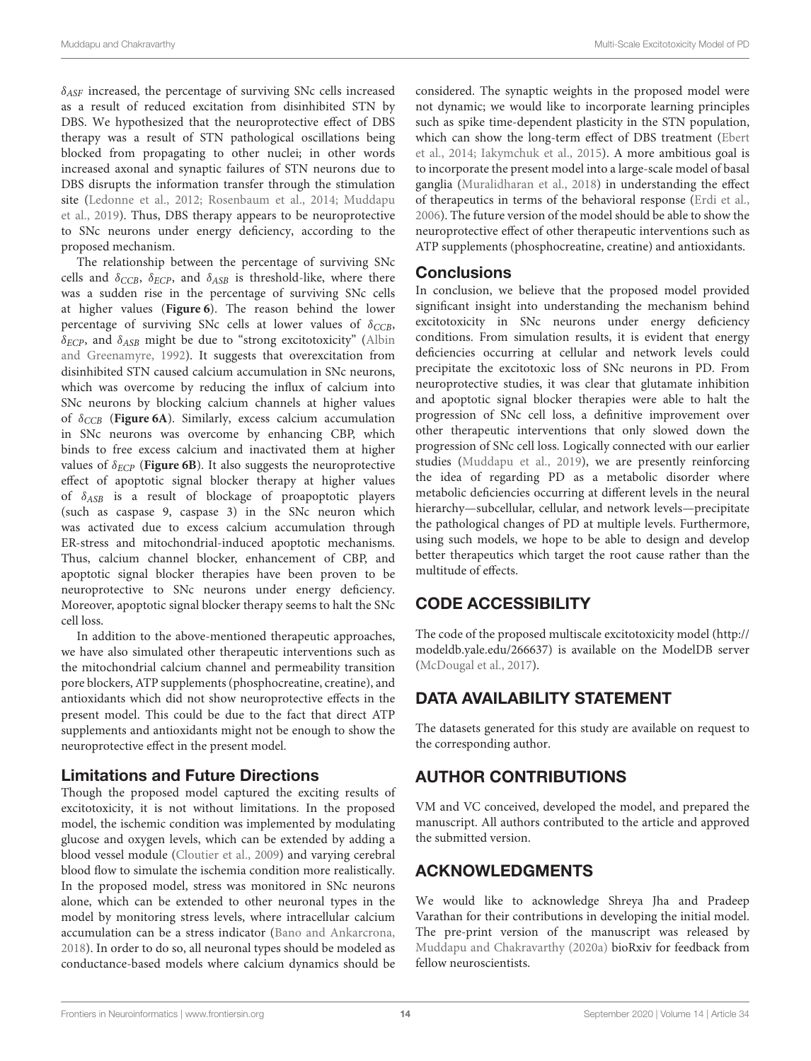$\delta_{ASF}$ increased, the percentage of surviving SNc cells increased as a result of reduced excitation from disinhibited STN by DBS. We hypothesized that the neuroprotective effect of DBS therapy was a result of STN pathological oscillations being blocked from propagating to other nuclei; in other words increased axonal and synaptic failures of STN neurons due to DBS disrupts the information transfer through the stimulation site (Ledonne et al., 2012; Rosenbaum et al., 2014; Muddapu et al., 2019). Thus, DBS therapy appears to be neuroprotective to SNc neurons under energy deficiency, according to the proposed mechanism.

The relationship between the percentage of surviving SNc cells and $\delta_{CCB}$, $\delta_{ECP}$, and $\delta_{ASB}$ is threshold-like, where there was a sudden rise in the percentage of surviving SNc cells at higher values (**Figure 6**). The reason behind the lower percentage of surviving SNc cells at lower values of $\delta_{CCB}$, $\delta_{ECP}$, and $\delta_{ASB}$ might be due to "strong excitotoxicity" (Albin and Greenamyre, 1992). It suggests that overexcitation from disinhibited STN caused calcium accumulation in SNc neurons, which was overcome by reducing the influx of calcium into SNc neurons by blocking calcium channels at higher values of $\delta_{CCB}$ (**Figure 6A**). Similarly, excess calcium accumulation in SNc neurons was overcome by enhancing CBP, which binds to free excess calcium and inactivated them at higher values of $\delta_{ECP}$ (**Figure 6B**). It also suggests the neuroprotective effect of apoptotic signal blocker therapy at higher values of $\delta_{ASB}$ is a result of blockage of proapoptotic players (such as caspase 9, caspase 3) in the SNc neuron which was activated due to excess calcium accumulation through ER-stress and mitochondrial-induced apoptotic mechanisms. Thus, calcium channel blocker, enhancement of CBP, and apoptotic signal blocker therapies have been proven to be neuroprotective to SNc neurons under energy deficiency. Moreover, apoptotic signal blocker therapy seems to halt the SNc cell loss.

In addition to the above-mentioned therapeutic approaches, we have also simulated other therapeutic interventions such as the mitochondrial calcium channel and permeability transition pore blockers, ATP supplements (phosphocreatine, creatine), and antioxidants which did not show neuroprotective effects in the present model. This could be due to the fact that direct ATP supplements and antioxidants might not be enough to show the neuroprotective effect in the present model.

### Limitations and Future Directions

Though the proposed model captured the exciting results of excitotoxicity, it is not without limitations. In the proposed model, the ischemic condition was implemented by modulating glucose and oxygen levels, which can be extended by adding a blood vessel module (Cloutier et al., 2009) and varying cerebral blood flow to simulate the ischemia condition more realistically. In the proposed model, stress was monitored in SNc neurons alone, which can be extended to other neuronal types in the model by monitoring stress levels, where intracellular calcium accumulation can be a stress indicator (Bano and Ankarcrona, 2018). In order to do so, all neuronal types should be modeled as conductance-based models where calcium dynamics should be considered. The synaptic weights in the proposed model were not dynamic; we would like to incorporate learning principles such as spike time-dependent plasticity in the STN population, which can show the long-term effect of DBS treatment (Ebert et al., 2014; Iakymchuk et al., 2015). A more ambitious goal is to incorporate the present model into a large-scale model of basal ganglia (Muralidharan et al., 2018) in understanding the effect of therapeutics in terms of the behavioral response (Erdi et al., 2006). The future version of the model should be able to show the neuroprotective effect of other therapeutic interventions such as ATP supplements (phosphocreatine, creatine) and antioxidants.

### Conclusions

In conclusion, we believe that the proposed model provided significant insight into understanding the mechanism behind excitotoxicity in SNc neurons under energy deficiency conditions. From simulation results, it is evident that energy deficiencies occurring at cellular and network levels could precipitate the excitotoxic loss of SNc neurons in PD. From neuroprotective studies, it was clear that glutamate inhibition and apoptotic signal blocker therapies were able to halt the progression of SNc cell loss, a definitive improvement over other therapeutic interventions that only slowed down the progression of SNc cell loss. Logically connected with our earlier studies (Muddapu et al., 2019), we are presently reinforcing the idea of regarding PD as a metabolic disorder where metabolic deficiencies occurring at different levels in the neural hierarchy—subcellular, cellular, and network levels—precipitate the pathological changes of PD at multiple levels. Furthermore, using such models, we hope to be able to design and develop better therapeutics which target the root cause rather than the multitude of effects.

## CODE ACCESSIBILITY

The code of the proposed multiscale excitotoxicity model (http://modeldb.yale.edu/266637) is available on the ModelDB server (McDougal et al., 2017).

## DATA AVAILABILITY STATEMENT

The datasets generated for this study are available on request to the corresponding author.

## AUTHOR CONTRIBUTIONS

VM and VC conceived, developed the model, and prepared the manuscript. All authors contributed to the article and approved the submitted version.

## ACKNOWLEDGMENTS

We would like to acknowledge Shreya Jha and Pradeep Varathan for their contributions in developing the initial model. The pre-print version of the manuscript was released by Muddapu and Chakravarthy (2020a) bioRxiv for feedback from fellow neuroscientists.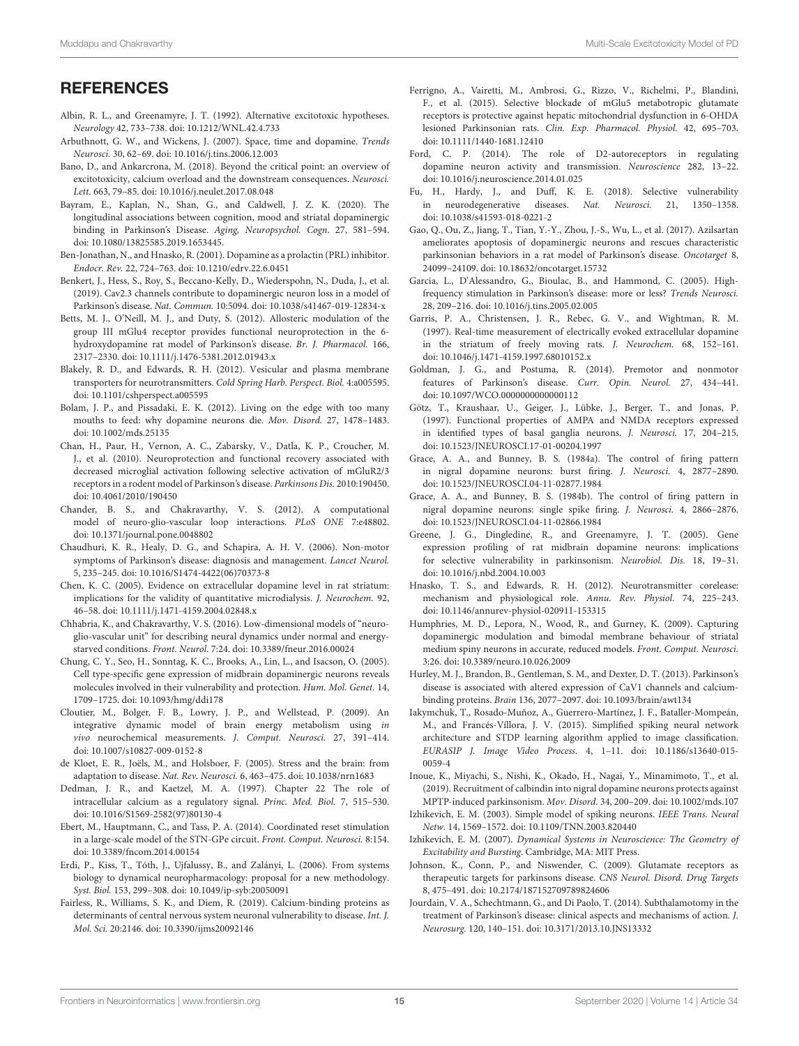## REFERENCES

Albin, R. L., and Greenamyre, J. T. (1992). Alternative excitotoxic hypotheses. *Neurology* 42, 733–738. doi: 10.1212/WNL.42.4.733

Arbuthnott, G. W., and Wickens, J. (2007). Space, time and dopamine. *Trends Neurosci.* 30, 62–69. doi: 10.1016/j.tins.2006.12.003

Bano, D., and Ankarcrona, M. (2018). Beyond the critical point: an overview of excitotoxicity, calcium overload and the downstream consequences. *Neurosci. Lett.* 663, 79–85. doi: 10.1016/j.neulet.2017.08.048

Bayram, E., Kaplan, N., Shan, G., and Caldwell, J. Z. K. (2020). The longitudinal associations between cognition, mood and striatal dopaminergic binding in Parkinson's Disease. *Aging, Neuropsychol. Cogn.* 27, 581–594. doi: 10.1080/13825585.2019.1653445.

Ben-Jonathan, N., and Hnasko, R. (2001). Dopamine as a prolactin (PRL) inhibitor. *Endocr. Rev.* 22, 724–763. doi: 10.1210/edrv.22.6.0451

Benkert, J., Hess, S., Roy, S., Beccano-Kelly, D., Wiederspohn, N., Duda, J., et al. (2019). Cav2.3 channels contribute to dopaminergic neuron loss in a model of Parkinson's disease. *Nat. Commun.* 10:5094. doi: 10.1038/s41467-019-12834-x

Betts, M. J., O'Neill, M. J., and Duty, S. (2012). Allosteric modulation of the group III mGlu4 receptor provides functional neuroprotection in the 6-hydroxydopamine rat model of Parkinson's disease. *Br. J. Pharmacol.* 166, 2317–2330. doi: 10.1111/j.1476-5381.2012.01943.x

Blakely, R. D., and Edwards, R. H. (2012). Vesicular and plasma membrane transporters for neurotransmitters. *Cold Spring Harb. Perspect. Biol.* 4:a005595. doi: 10.1101/cshperspect.a005595

Bolam, J. P., and Pissadaki, E. K. (2012). Living on the edge with too many mouths to feed: why dopamine neurons die. *Mov. Disord.* 27, 1478–1483. doi: 10.1002/mds.25135

Chan, H., Paur, H., Vernon, A. C., Zabarsky, V., Datla, K. P., Croucher, M. J., et al. (2010). Neuroprotection and functional recovery associated with decreased microglial activation following selective activation of mGluR2/3 receptors in a rodent model of Parkinson's disease. *Parkinsons Dis.* 2010:190450. doi: 10.4061/2010/190450

Chander, B. S., and Chakravarthy, V. S. (2012). A computational model of neuro-glio-vascular loop interactions. *PLoS ONE* 7:e48802. doi: 10.1371/journal.pone.0048802

Chaudhuri, K. R., Healy, D. G., and Schapira, A. H. V. (2006). Non-motor symptoms of Parkinson's disease: diagnosis and management. *Lancet Neurol.* 5, 235–245. doi: 10.1016/S1474-4422(06)70373-8

Chen, K. C. (2005). Evidence on extracellular dopamine level in rat striatum: implications for the validity of quantitative microdialysis. *J. Neurochem.* 92, 46–58. doi: 10.1111/j.1471-4159.2004.02848.x

Chhabria, K., and Chakravarthy, V. S. (2016). Low-dimensional models of "neuro-glio-vascular unit" for describing neural dynamics under normal and energy-starved conditions. *Front. Neurol.* 7:24. doi: 10.3389/fneur.2016.00024

Chung, C. Y., Seo, H., Sonntag, K. C., Brooks, A., Lin, L., and Isacson, O. (2005). Cell type-specific gene expression of midbrain dopaminergic neurons reveals molecules involved in their vulnerability and protection. *Hum. Mol. Genet.* 14, 1709–1725. doi: 10.1093/hmg/ddi178

Cloutier, M., Bolger, F. B., Lowry, J. P., and Wellstead, P. (2009). An integrative dynamic model of brain energy metabolism using *in vivo* neurochemical measurements. *J. Comput. Neurosci.* 27, 391–414. doi: 10.1007/s10827-009-0152-8

de Kloet, E. R., Joëls, M., and Holsboer, F. (2005). Stress and the brain: from adaptation to disease. *Nat. Rev. Neurosci.* 6, 463–475. doi: 10.1038/nrn1683

Dedman, J. R., and Kaetzel, M. A. (1997). Chapter 22 The role of intracellular calcium as a regulatory signal. *Princ. Med. Biol.* 7, 515–530. doi: 10.1016/S1569-2582(97)80130-4

Ebert, M., Hauptmann, C., and Tass, P. A. (2014). Coordinated reset stimulation in a large-scale model of the STN-GPe circuit. *Front. Comput. Neurosci.* 8:154. doi: 10.3389/fncom.2014.00154

Erdi, P., Kiss, T., Tóth, J., Ujfalussy, B., and Zalányi, L. (2006). From systems biology to dynamical neuropharmacology: proposal for a new methodology. *Syst. Biol.* 153, 299–308. doi: 10.1049/ip-syb:20050091

Fairless, R., Williams, S. K., and Diem, R. (2019). Calcium-binding proteins as determinants of central nervous system neuronal vulnerability to disease. *Int. J. Mol. Sci.* 20:2146. doi: 10.3390/ijms20092146

Ferrigno, A., Vairetti, M., Ambrosi, G., Rizzo, V., Richelmi, P., Blandini, F., et al. (2015). Selective blockade of mGlu5 metabotropic glutamate receptors is protective against hepatic mitochondrial dysfunction in 6-OHDA lesioned Parkinsonian rats. *Clin. Exp. Pharmacol. Physiol.* 42, 695–703. doi: 10.1111/1440-1681.12410

Ford, C. P. (2014). The role of D2-autoreceptors in regulating dopamine neuron activity and transmission. *Neuroscience* 282, 13–22. doi: 10.1016/j.neuroscience.2014.01.025

Fu, H., Hardy, J., and Duff, K. E. (2018). Selective vulnerability in neurodegenerative diseases. *Nat. Neurosci.* 21, 1350–1358. doi: 10.1038/s41593-018-0221-2

Gao, Q., Ou, Z., Jiang, T., Tian, Y.-Y., Zhou, J.-S., Wu, L., et al. (2017). Azilsartan ameliorates apoptosis of dopaminergic neurons and rescues characteristic parkinsonian behaviors in a rat model of Parkinson's disease. *Oncotarget* 8, 24099–24109. doi: 10.18632/oncotarget.15732

Garcia, L., D'Alessandro, G., Bioulac, B., and Hammond, C. (2005). High-frequency stimulation in Parkinson's disease: more or less? *Trends Neurosci.* 28, 209–216. doi: 10.1016/j.tins.2005.02.005

Garris, P. A., Christensen, J. R., Rebec, G. V., and Wightman, R. M. (1997). Real-time measurement of electrically evoked extracellular dopamine in the striatum of freely moving rats. *J. Neurochem.* 68, 152–161. doi: 10.1046/j.1471-4159.1997.68010152.x

Goldman, J. G., and Postuma, R. (2014). Premotor and nonmotor features of Parkinson's disease. *Curr. Opin. Neurol.* 27, 434–441. doi: 10.1097/WCO.0000000000000112

Götz, T., Kraushaar, U., Geiger, J., Lübke, J., Berger, T., and Jonas, P. (1997). Functional properties of AMPA and NMDA receptors expressed in identified types of basal ganglia neurons. *J. Neurosci.* 17, 204–215. doi: 10.1523/JNEUROSCI.17-01-00204.1997

Grace, A. A., and Bunney, B. S. (1984a). The control of firing pattern in nigral dopamine neurons: burst firing. *J. Neurosci.* 4, 2877–2890. doi: 10.1523/JNEUROSCI.04-11-02877.1984

Grace, A. A., and Bunney, B. S. (1984b). The control of firing pattern in nigral dopamine neurons: single spike firing. *J. Neurosci.* 4, 2866–2876. doi: 10.1523/JNEUROSCI.04-11-02866.1984

Greene, J. G., Dingledine, R., and Greenamyre, J. T. (2005). Gene expression profiling of rat midbrain dopamine neurons: implications for selective vulnerability in parkinsonism. *Neurobiol. Dis.* 18, 19–31. doi: 10.1016/j.nbd.2004.10.003

Hnasko, T. S., and Edwards, R. H. (2012). Neurotransmitter corelease: mechanism and physiological role. *Annu. Rev. Physiol.* 74, 225–243. doi: 10.1146/annurev-physiol-020911-153315

Humphries, M. D., Lepora, N., Wood, R., and Gurney, K. (2009). Capturing dopaminergic modulation and bimodal membrane behaviour of striatal medium spiny neurons in accurate, reduced models. *Front. Comput. Neurosci.* 3:26. doi: 10.3389/neuro.10.026.2009

Hurley, M. J., Brandon, B., Gentleman, S. M., and Dexter, D. T. (2013). Parkinson's disease is associated with altered expression of CaV1 channels and calcium-binding proteins. *Brain* 136, 2077–2097. doi: 10.1093/brain/awt134

Iakymchuk, T., Rosado-Muñoz, A., Guerrero-Martínez, J. F., Bataller-Mompeán, M., and Francés-Víllora, J. V. (2015). Simplified spiking neural network architecture and STDP learning algorithm applied to image classification. *EURASIP J. Image Video Process.* 4, 1–11. doi: 10.1186/s13640-015-0059-4

Inoue, K., Miyachi, S., Nishi, K., Okado, H., Nagai, Y., Minamimoto, T., et al. (2019). Recruitment of calbindin into nigral dopamine neurons protects against MPTP-induced parkinsonism. *Mov. Disord.* 34, 200–209. doi: 10.1002/mds.107

Izhikevich, E. M. (2003). Simple model of spiking neurons. *IEEE Trans. Neural Netw.* 14, 1569–1572. doi: 10.1109/TNN.2003.820440

Izhikevich, E. M. (2007). *Dynamical Systems in Neuroscience: The Geometry of Excitability and Bursting*. Cambridge, MA: MIT Press.

Johnson, K., Conn, P., and Niswender, C. (2009). Glutamate receptors as therapeutic targets for parkinsons disease. *CNS Neurol. Disord. Drug Targets* 8, 475–491. doi: 10.2174/187152709789824606

Jourdain, V. A., Schechtmann, G., and Di Paolo, T. (2014). Subthalamotomy in the treatment of Parkinson's disease: clinical aspects and mechanisms of action. *J. Neurosurg.* 120, 140–151. doi: 10.3171/2013.10.JNS13332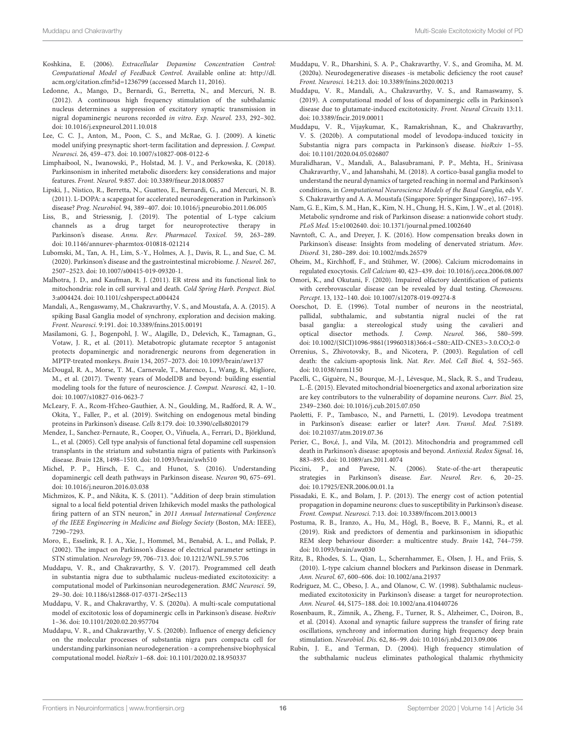Koshkina, E. (2006). *Extracellular Dopamine Concentration Control: Computational Model of Feedback Control*. Available online at: http://dl.acm.org/citation.cfm?id=1236799 (accessed March 11, 2016).

Ledonne, A., Mango, D., Bernardi, G., Berretta, N., and Mercuri, N. B. (2012). A continuous high frequency stimulation of the subthalamic nucleus determines a suppression of excitatory synaptic transmission in nigral dopaminergic neurons recorded *in vitro*. *Exp. Neurol.* 233, 292–302. doi: 10.1016/j.expneurol.2011.10.018

Lee, C. C. J., Anton, M., Poon, C. S., and McRae, G. J. (2009). A kinetic model unifying presynaptic short-term facilitation and depression. *J. Comput. Neurosci.* 26, 459–473. doi: 10.1007/s10827-008-0122-6

Limphaibool, N., Iwanowski, P., Holstad, M. J. V., and Perkowska, K. (2018). Parkinsonism in inherited metabolic disorders: key considerations and major features. *Front. Neurol.* 9:857. doi: 10.3389/fneur.2018.00857

Lipski, J., Nistico, R., Berretta, N., Guatteo, E., Bernardi, G., and Mercuri, N. B. (2011). L-DOPA: a scapegoat for accelerated neurodegeneration in Parkinson's disease? *Prog. Neurobiol.* 94, 389–407. doi: 10.1016/j.pneurobio.2011.06.005

Liss, B., and Striessnig, J. (2019). The potential of L-type calcium channels as a drug target for neuroprotective therapy in Parkinson's disease. *Annu. Rev. Pharmacol. Toxicol.* 59, 263–289. doi: 10.1146/annurev-pharmtox-010818-021214

Lubomski, M., Tan, A. H., Lim, S.-Y., Holmes, A. J., Davis, R. L., and Sue, C. M. (2020). Parkinson's disease and the gastrointestinal microbiome. *J. Neurol.* 267, 2507–2523. doi: 10.1007/s00415-019-09320-1.

Malhotra, J. D., and Kaufman, R. J. (2011). ER stress and its functional link to mitochondria: role in cell survival and death. *Cold Spring Harb. Perspect. Biol.* 3:a004424. doi: 10.1101/cshperspect.a004424

Mandali, A., Rengaswamy, M., Chakravarthy, V. S., and Moustafa, A. A. (2015). A spiking Basal Ganglia model of synchrony, exploration and decision making. *Front. Neurosci.* 9:191. doi: 10.3389/fnins.2015.00191

Masilamoni, G. J., Bogenpohl, J. W., Alagille, D., Delevich, K., Tamagnan, G., Votaw, J. R., et al. (2011). Metabotropic glutamate receptor 5 antagonist protects dopaminergic and noradrenergic neurons from degeneration in MPTP-treated monkeys. *Brain* 134, 2057–2073. doi: 10.1093/brain/awr137

McDougal, R. A., Morse, T. M., Carnevale, T., Marenco, L., Wang, R., Migliore, M., et al. (2017). Twenty years of ModelDB and beyond: building essential modeling tools for the future of neuroscience. *J. Comput. Neurosci.* 42, 1–10. doi: 10.1007/s10827-016-0623-7

McLeary, F. A., Rcom-H'cheo-Gauthier, A. N., Goulding, M., Radford, R. A. W., Okita, Y., Faller, P., et al. (2019). Switching on endogenous metal binding proteins in Parkinson's disease. *Cells* 8:179. doi: 10.3390/cells8020179

Mendez, I., Sanchez-Pernaute, R., Cooper, O., Viñuela, A., Ferrari, D., Björklund, L., et al. (2005). Cell type analysis of functional fetal dopamine cell suspension transplants in the striatum and substantia nigra of patients with Parkinson's disease. *Brain* 128, 1498–1510. doi: 10.1093/brain/awh510

Michel, P. P., Hirsch, E. C., and Hunot, S. (2016). Understanding dopaminergic cell death pathways in Parkinson disease. *Neuron* 90, 675–691. doi: 10.1016/j.neuron.2016.03.038

Michmizos, K. P., and Nikita, K. S. (2011). "Addition of deep brain stimulation signal to a local field potential driven Izhikevich model masks the pathological firing pattern of an STN neuron," in *2011 Annual International Conference of the IEEE Engineering in Medicine and Biology Society* (Boston, MA: IEEE), 7290–7293.

Moro, E., Esselink, R. J. A., Xie, J., Hommel, M., Benabid, A. L., and Pollak, P. (2002). The impact on Parkinson's disease of electrical parameter settings in STN stimulation. *Neurology* 59, 706–713. doi: 10.1212/WNL.59.5.706

Muddapu, V. R., and Chakravarthy, S. V. (2017). Programmed cell death in substantia nigra due to subthalamic nucleus-mediated excitotoxicity: a computational model of Parkinsonian neurodegeneration. *BMC Neurosci.* 59, 29–30. doi: 10.1186/s12868-017-0371-2#Sec113

Muddapu, V. R., and Chakravarthy, V. S. (2020a). A multi-scale computational model of excitotoxic loss of dopaminergic cells in Parkinson's disease. *bioRxiv* 1–36. doi: 10.1101/2020.02.20.957704

Muddapu, V. R., and Chakravarthy, V. S. (2020b). Influence of energy deficiency on the molecular processes of substantia nigra pars compacta cell for understanding parkinsonian neurodegeneration - a comprehensive biophysical computational model. *bioRxiv* 1–68. doi: 10.1101/2020.02.18.950337

Muddapu, V. R., Dharshini, S. A. P., Chakravarthy, V. S., and Gromiha, M. M. (2020a). Neurodegenerative diseases -is metabolic deficiency the root cause? *Front. Neurosci.* 14:213. doi: 10.3389/fnins.2020.00213

Muddapu, V. R., Mandali, A., Chakravarthy, V. S., and Ramaswamy, S. (2019). A computational model of loss of dopaminergic cells in Parkinson's disease due to glutamate-induced excitotoxicity. *Front. Neural Circuits* 13:11. doi: 10.3389/fncir.2019.00011

Muddapu, V. R., Vijaykumar, K., Ramakrishnan, K., and Chakravarthy, V. S. (2020b). A computational model of levodopa-induced toxicity in Substantia nigra pars compacta in Parkinson's disease. *bioRxiv* 1–55. doi: 10.1101/2020.04.05.026807

Muralidharan, V., Mandali, A., Balasubramani, P. P., Mehta, H., Srinivasa Chakravarthy, V., and Jahanshahi, M. (2018). A cortico-basal ganglia model to understand the neural dynamics of targeted reaching in normal and Parkinson's conditions, in *Computational Neuroscience Models of the Basal Ganglia*, eds V. S. Chakravarthy and A. A. Moustafa (Singapore: Springer Singapore), 167–195.

Nam, G. E., Kim, S. M., Han, K., Kim, N. H., Chung, H. S., Kim, J. W., et al. (2018). Metabolic syndrome and risk of Parkinson disease: a nationwide cohort study. *PLoS Med.* 15:e1002640. doi: 10.1371/journal.pmed.1002640

Navntoft, C. A., and Dreyer, J. K. (2016). How compensation breaks down in Parkinson's disease: Insights from modeling of denervated striatum. *Mov. Disord.* 31, 280–289. doi: 10.1002/mds.26579

Oheim, M., Kirchhoff, F., and Stühmer, W. (2006). Calcium microdomains in regulated exocytosis. *Cell Calcium* 40, 423–439. doi: 10.1016/j.ceca.2006.08.007

Omori, K., and Okutani, F. (2020). Impaired olfactory identification of patients with cerebrovascular disease can be revealed by dual testing. *Chemosens. Percept.* 13, 132–140. doi: 10.1007/s12078-019-09274-8

Oorschot, D. E. (1996). Total number of neurons in the neostriatal, pallidal, subthalamic, and substantia nigral nuclei of the rat basal ganglia: a stereological study using the cavalieri and optical disector methods. *J. Comp. Neurol.* 366, 580–599. doi: 10.1002/(SICI)1096-9861(19960318)366:4<580::AID-CNE3>3.0.CO;2-0

Orrenius, S., Zhivotovsky, B., and Nicotera, P. (2003). Regulation of cell death: the calcium-apoptosis link. *Nat. Rev. Mol. Cell Biol.* 4, 552–565. doi: 10.1038/nrm1150

Pacelli, C., Giguère, N., Bourque, M.-J., Lévesque, M., Slack, R. S., and Trudeau, L.-É. (2015). Elevated mitochondrial bioenergetics and axonal arborization size are key contributors to the vulnerability of dopamine neurons. *Curr. Biol.* 25, 2349–2360. doi: 10.1016/j.cub.2015.07.050

Paoletti, F. P., Tambasco, N., and Parnetti, L. (2019). Levodopa treatment in Parkinson's disease: earlier or later? *Ann. Transl. Med.* 7:S189. doi: 10.21037/atm.2019.07.36

Perier, C., Bov,é, J., and Vila, M. (2012). Mitochondria and programmed cell death in Parkinson's disease: apoptosis and beyond. *Antioxid. Redox Signal.* 16, 883–895. doi: 10.1089/ars.2011.4074

Piccini, P., and Pavese, N. (2006). State-of-the-art therapeutic strategies in Parkinson's disease. *Eur. Neurol. Rev.* 6, 20–25. doi: 10.17925/ENR.2006.00.01.1a

Pissadaki, E. K., and Bolam, J. P. (2013). The energy cost of action potential propagation in dopamine neurons: clues to susceptibility in Parkinson's disease. *Front. Comput. Neurosci.* 7:13. doi: 10.3389/fncom.2013.00013

Postuma, R. B., Iranzo, A., Hu, M., Högl, B., Boeve, B. F., Manni, R., et al. (2019). Risk and predictors of dementia and parkinsonism in idiopathic REM sleep behaviour disorder: a multicentre study. *Brain* 142, 744–759. doi: 10.1093/brain/awz030

Ritz, B., Rhodes, S. L., Qian, L., Schernhammer, E., Olsen, J. H., and Friis, S. (2010). L-type calcium channel blockers and Parkinson disease in Denmark. *Ann. Neurol.* 67, 600–606. doi: 10.1002/ana.21937

Rodriguez, M. C., Obeso, J. A., and Olanow, C. W. (1998). Subthalamic nucleus-mediated excitotoxicity in Parkinson's disease: a target for neuroprotection. *Ann. Neurol.* 44, S175–188. doi: 10.1002/ana.410440726

Rosenbaum, R., Zimnik, A., Zheng, F., Turner, R. S., Alzheimer, C., Doiron, B., et al. (2014). Axonal and synaptic failure suppress the transfer of firing rate oscillations, synchrony and information during high frequency deep brain stimulation. *Neurobiol. Dis.* 62, 86–99. doi: 10.1016/j.nbd.2013.09.006

Rubin, J. E., and Terman, D. (2004). High frequency stimulation of the subthalamic nucleus eliminates pathological thalamic rhythmicity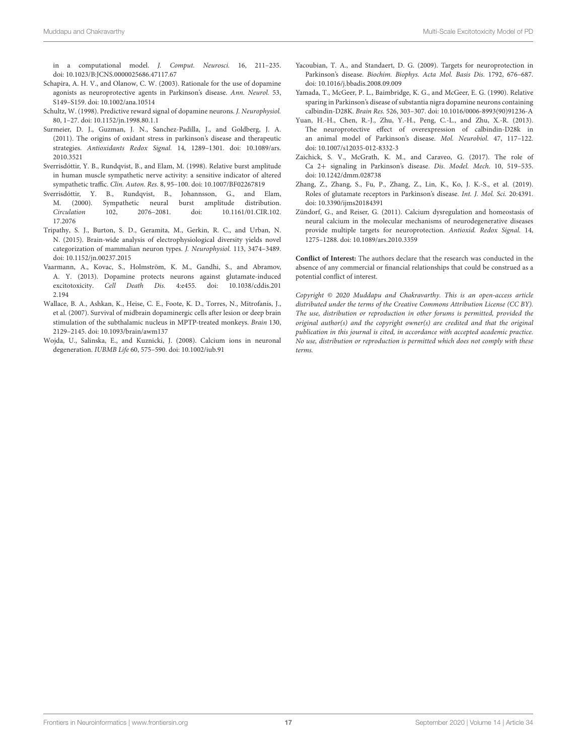in a computational model. *J. Comput. Neurosci.* 16, 211–235. doi: 10.1023/B:JCNS.0000025686.47117.67

Schapira, A. H. V., and Olanow, C. W. (2003). Rationale for the use of dopamine agonists as neuroprotective agents in Parkinson's disease. *Ann. Neurol.* 53, S149–S159. doi: 10.1002/ana.10514

Schultz, W. (1998). Predictive reward signal of dopamine neurons. *J. Neurophysiol.* 80, 1–27. doi: 10.1152/jn.1998.80.1.1

Surmeier, D. J., Guzman, J. N., Sanchez-Padilla, J., and Goldberg, J. A. (2011). The origins of oxidant stress in parkinson's disease and therapeutic strategies. *Antioxidants Redox Signal.* 14, 1289–1301. doi: 10.1089/ars.2010.3521

Sverrisdóttir, Y. B., Rundqvist, B., and Elam, M. (1998). Relative burst amplitude in human muscle sympathetic nerve activity: a sensitive indicator of altered sympathetic traffic. *Clin. Auton. Res.* 8, 95–100. doi: 10.1007/BF02267819

Sverrisdóttir, Y. B., Rundqvist, B., Johannsson, G., and Elam, M. (2000). Sympathetic neural burst amplitude distribution. *Circulation* 102, 2076–2081. doi: 10.1161/01.CIR.102.17.2076

Tripathy, S. J., Burton, S. D., Geramita, M., Gerkin, R. C., and Urban, N. N. (2015). Brain-wide analysis of electrophysiological diversity yields novel categorization of mammalian neuron types. *J. Neurophysiol.* 113, 3474–3489. doi: 10.1152/jn.00237.2015

Vaarmann, A., Kovac, S., Holmström, K. M., Gandhi, S., and Abramov, A. Y. (2013). Dopamine protects neurons against glutamate-induced excitotoxicity. *Cell Death Dis.* 4:e455. doi: 10.1038/cddis.2012.194

Wallace, B. A., Ashkan, K., Heise, C. E., Foote, K. D., Torres, N., Mitrofanis, J., et al. (2007). Survival of midbrain dopaminergic cells after lesion or deep brain stimulation of the subthalamic nucleus in MPTP-treated monkeys. *Brain* 130, 2129–2145. doi: 10.1093/brain/awm137

Wojda, U., Salinska, E., and Kuznicki, J. (2008). Calcium ions in neuronal degeneration. *IUBMB Life* 60, 575–590. doi: 10.1002/iub.91

Yacoubian, T. A., and Standaert, D. G. (2009). Targets for neuroprotection in Parkinson's disease. *Biochim. Biophys. Acta Mol. Basis Dis.* 1792, 676–687. doi: 10.1016/j.bbadis.2008.09.009

Yamada, T., McGeer, P. L., Baimbridge, K. G., and McGeer, E. G. (1990). Relative sparing in Parkinson's disease of substantia nigra dopamine neurons containing calbindin-D28K. *Brain Res.* 526, 303–307. doi: 10.1016/0006-8993(90)91236-A

Yuan, H.-H., Chen, R.-J., Zhu, Y.-H., Peng, C.-L., and Zhu, X.-R. (2013). The neuroprotective effect of overexpression of calbindin-D28k in an animal model of Parkinson's disease. *Mol. Neurobiol.* 47, 117–122. doi: 10.1007/s12035-012-8332-3

Zaichick, S. V., McGrath, K. M., and Caraveo, G. (2017). The role of Ca 2+ signaling in Parkinson's disease. *Dis. Model. Mech.* 10, 519–535. doi: 10.1242/dmm.028738

Zhang, Z., Zhang, S., Fu, P., Zhang, Z., Lin, K., Ko, J. K.-S., et al. (2019). Roles of glutamate receptors in Parkinson's disease. *Int. J. Mol. Sci.* 20:4391. doi: 10.3390/ijms20184391

Zündorf, G., and Reiser, G. (2011). Calcium dysregulation and homeostasis of neural calcium in the molecular mechanisms of neurodegenerative diseases provide multiple targets for neuroprotection. *Antioxid. Redox Signal.* 14, 1275–1288. doi: 10.1089/ars.2010.3359

**Conflict of Interest:** The authors declare that the research was conducted in the absence of any commercial or financial relationships that could be construed as a potential conflict of interest.

*Copyright © 2020 Muddapu and Chakravarthy. This is an open-access article distributed under the terms of the Creative Commons Attribution License (CC BY). The use, distribution or reproduction in other forums is permitted, provided the original author(s) and the copyright owner(s) are credited and that the original publication in this journal is cited, in accordance with accepted academic practice. No use, distribution or reproduction is permitted which does not comply with these terms.*